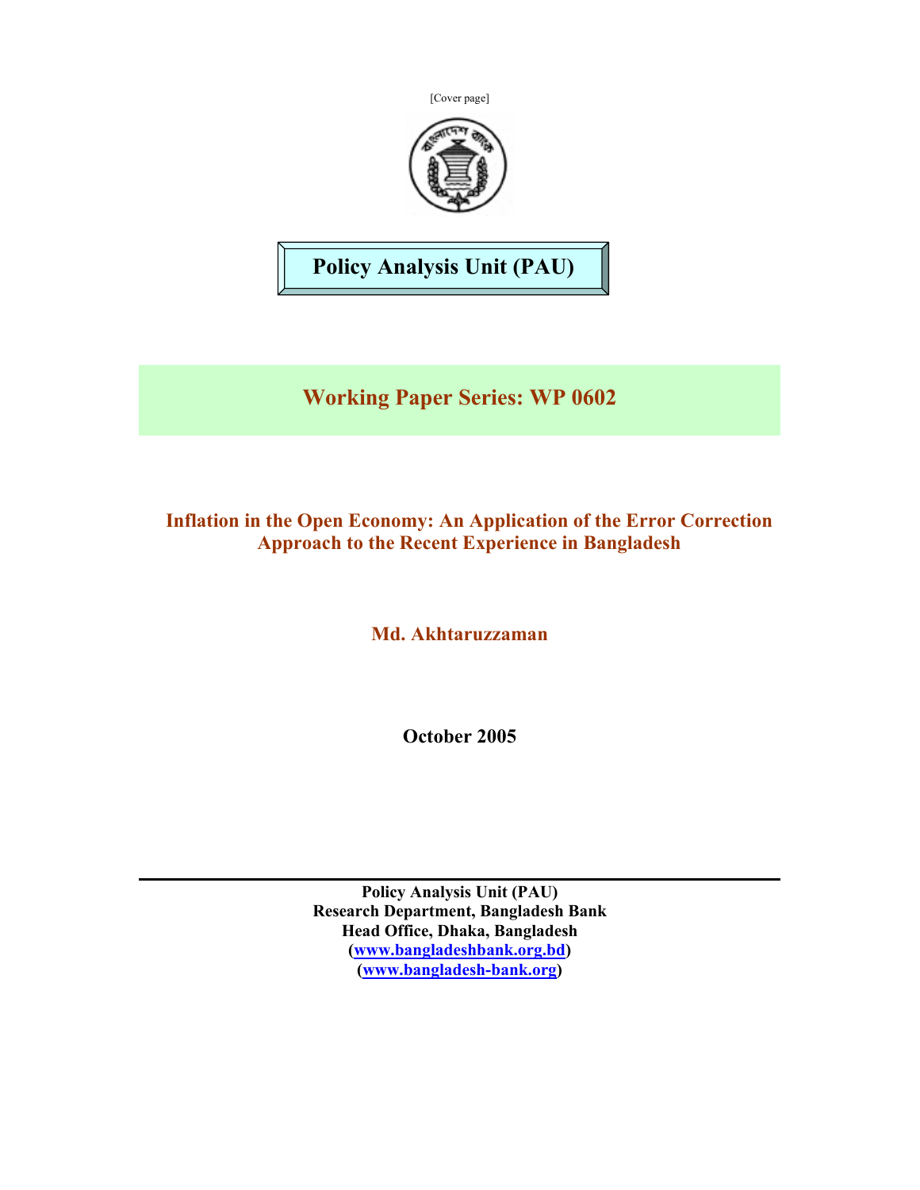[Cover page]

**Policy Analysis Unit (PAU)**

## Working Paper Series: WP 0602

# Inflation in the Open Economy: An Application of the Error Correction Approach to the Recent Experience in Bangladesh

**Md. Akhtaruzzaman**

**October 2005**

---

**Policy Analysis Unit (PAU)**
**Research Department, Bangladesh Bank**
**Head Office, Dhaka, Bangladesh**
**(www.bangladeshbank.org.bd)**
**(www.bangladesh-bank.org)**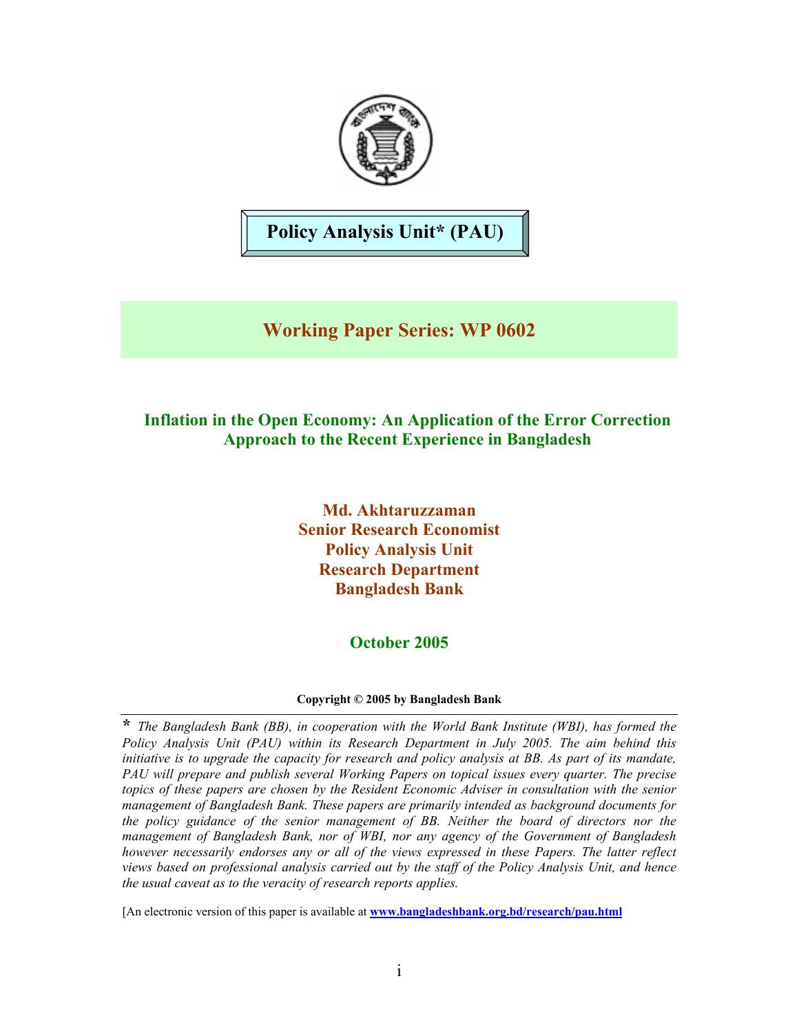# Policy Analysis Unit* (PAU)

## Working Paper Series: WP 0602

### Inflation in the Open Economy: An Application of the Error Correction Approach to the Recent Experience in Bangladesh

**Md. Akhtaruzzaman**
**Senior Research Economist**
**Policy Analysis Unit**
**Research Department**
**Bangladesh Bank**

**October 2005**

**Copyright © 2005 by Bangladesh Bank**

---

\* *The Bangladesh Bank (BB), in cooperation with the World Bank Institute (WBI), has formed the Policy Analysis Unit (PAU) within its Research Department in July 2005. The aim behind this initiative is to upgrade the capacity for research and policy analysis at BB. As part of its mandate, PAU will prepare and publish several Working Papers on topical issues every quarter. The precise topics of these papers are chosen by the Resident Economic Adviser in consultation with the senior management of Bangladesh Bank. These papers are primarily intended as background documents for the policy guidance of the senior management of BB. Neither the board of directors nor the management of Bangladesh Bank, nor of WBI, nor any agency of the Government of Bangladesh however necessarily endorses any or all of the views expressed in these Papers. The latter reflect views based on professional analysis carried out by the staff of the Policy Analysis Unit, and hence the usual caveat as to the veracity of research reports applies.*

[An electronic version of this paper is available at **www.bangladeshbank.org.bd/research/pau.html**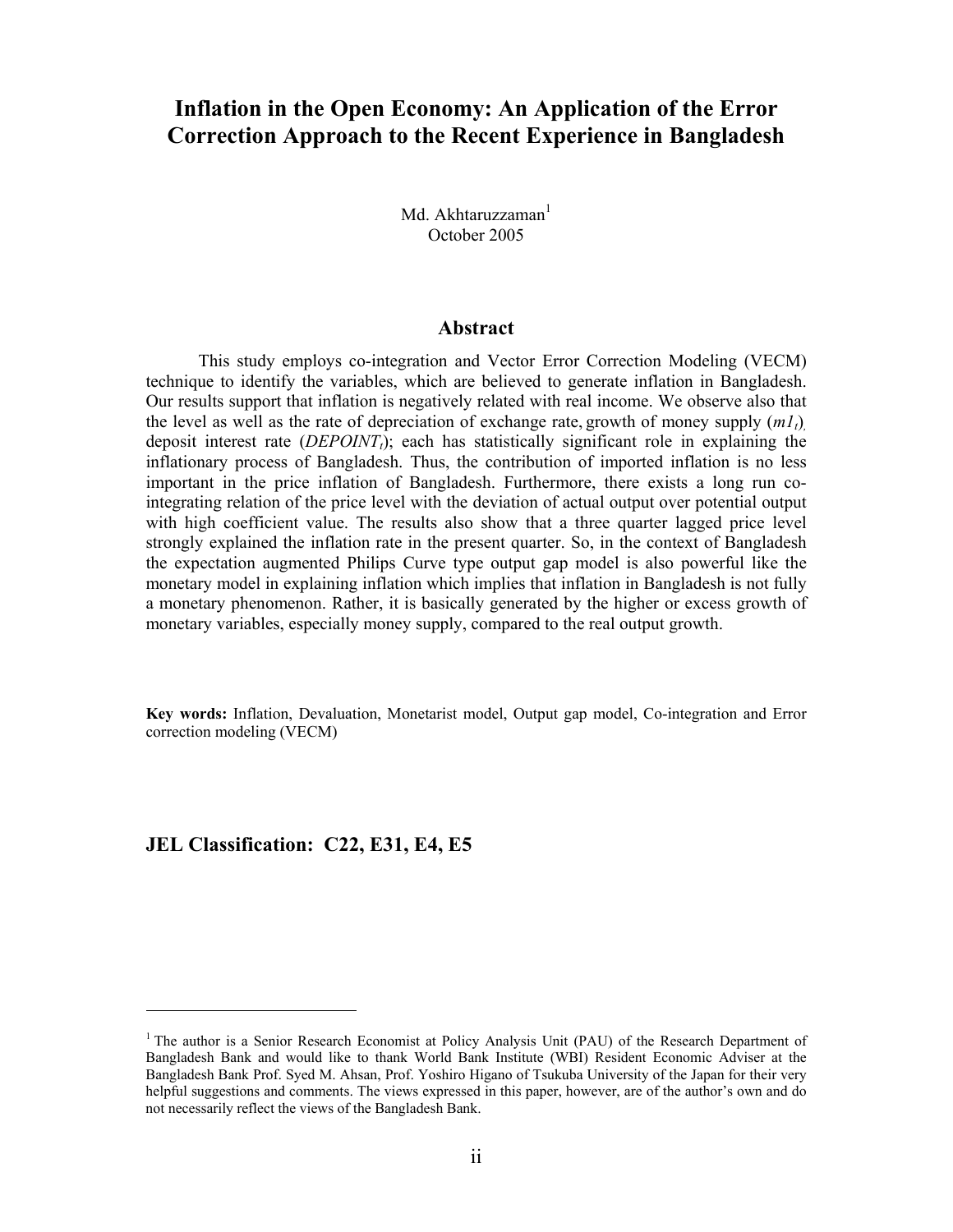# Inflation in the Open Economy: An Application of the Error Correction Approach to the Recent Experience in Bangladesh

Md. Akhtaruzzaman[1]
October 2005

## Abstract

This study employs co-integration and Vector Error Correction Modeling (VECM) technique to identify the variables, which are believed to generate inflation in Bangladesh. Our results support that inflation is negatively related with real income. We observe also that the level as well as the rate of depreciation of exchange rate, growth of money supply ($m1_t$), deposit interest rate ($DEPOINT_t$); each has statistically significant role in explaining the inflationary process of Bangladesh. Thus, the contribution of imported inflation is no less important in the price inflation of Bangladesh. Furthermore, there exists a long run co-integrating relation of the price level with the deviation of actual output over potential output with high coefficient value. The results also show that a three quarter lagged price level strongly explained the inflation rate in the present quarter. So, in the context of Bangladesh the expectation augmented Philips Curve type output gap model is also powerful like the monetary model in explaining inflation which implies that inflation in Bangladesh is not fully a monetary phenomenon. Rather, it is basically generated by the higher or excess growth of monetary variables, especially money supply, compared to the real output growth.

**Key words:** Inflation, Devaluation, Monetarist model, Output gap model, Co-integration and Error correction modeling (VECM)

### JEL Classification: C22, E31, E4, E5

---

[1] The author is a Senior Research Economist at Policy Analysis Unit (PAU) of the Research Department of Bangladesh Bank and would like to thank World Bank Institute (WBI) Resident Economic Adviser at the Bangladesh Bank Prof. Syed M. Ahsan, Prof. Yoshiro Higano of Tsukuba University of the Japan for their very helpful suggestions and comments. The views expressed in this paper, however, are of the author's own and do not necessarily reflect the views of the Bangladesh Bank.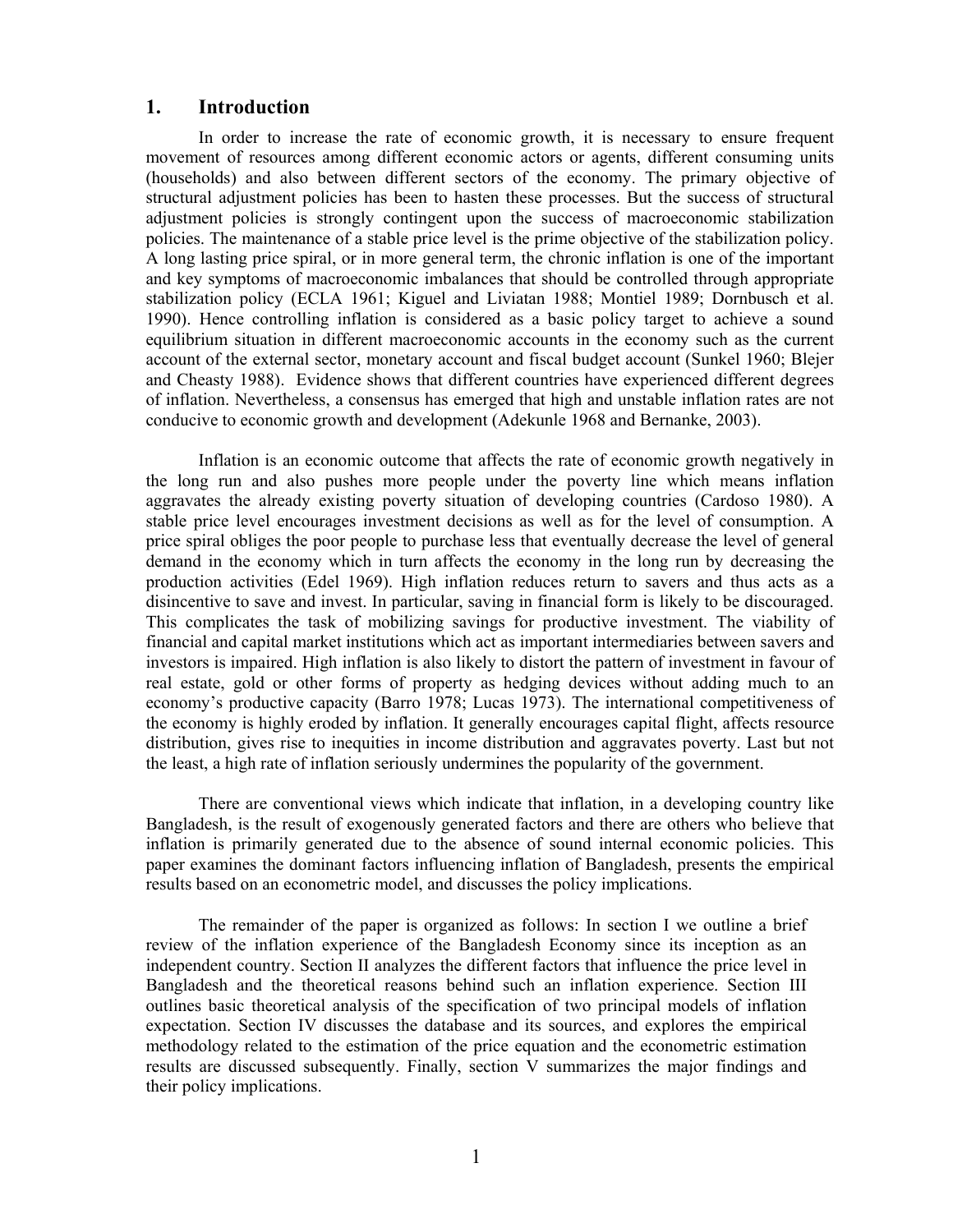## 1. Introduction

In order to increase the rate of economic growth, it is necessary to ensure frequent movement of resources among different economic actors or agents, different consuming units (households) and also between different sectors of the economy. The primary objective of structural adjustment policies has been to hasten these processes. But the success of structural adjustment policies is strongly contingent upon the success of macroeconomic stabilization policies. The maintenance of a stable price level is the prime objective of the stabilization policy. A long lasting price spiral, or in more general term, the chronic inflation is one of the important and key symptoms of macroeconomic imbalances that should be controlled through appropriate stabilization policy (ECLA 1961; Kiguel and Liviatan 1988; Montiel 1989; Dornbusch et al. 1990). Hence controlling inflation is considered as a basic policy target to achieve a sound equilibrium situation in different macroeconomic accounts in the economy such as the current account of the external sector, monetary account and fiscal budget account (Sunkel 1960; Blejer and Cheasty 1988). Evidence shows that different countries have experienced different degrees of inflation. Nevertheless, a consensus has emerged that high and unstable inflation rates are not conducive to economic growth and development (Adekunle 1968 and Bernanke, 2003).

Inflation is an economic outcome that affects the rate of economic growth negatively in the long run and also pushes more people under the poverty line which means inflation aggravates the already existing poverty situation of developing countries (Cardoso 1980). A stable price level encourages investment decisions as well as for the level of consumption. A price spiral obliges the poor people to purchase less that eventually decrease the level of general demand in the economy which in turn affects the economy in the long run by decreasing the production activities (Edel 1969). High inflation reduces return to savers and thus acts as a disincentive to save and invest. In particular, saving in financial form is likely to be discouraged. This complicates the task of mobilizing savings for productive investment. The viability of financial and capital market institutions which act as important intermediaries between savers and investors is impaired. High inflation is also likely to distort the pattern of investment in favour of real estate, gold or other forms of property as hedging devices without adding much to an economy's productive capacity (Barro 1978; Lucas 1973). The international competitiveness of the economy is highly eroded by inflation. It generally encourages capital flight, affects resource distribution, gives rise to inequities in income distribution and aggravates poverty. Last but not the least, a high rate of inflation seriously undermines the popularity of the government.

There are conventional views which indicate that inflation, in a developing country like Bangladesh, is the result of exogenously generated factors and there are others who believe that inflation is primarily generated due to the absence of sound internal economic policies. This paper examines the dominant factors influencing inflation of Bangladesh, presents the empirical results based on an econometric model, and discusses the policy implications.

The remainder of the paper is organized as follows: In section I we outline a brief review of the inflation experience of the Bangladesh Economy since its inception as an independent country. Section II analyzes the different factors that influence the price level in Bangladesh and the theoretical reasons behind such an inflation experience. Section III outlines basic theoretical analysis of the specification of two principal models of inflation expectation. Section IV discusses the database and its sources, and explores the empirical methodology related to the estimation of the price equation and the econometric estimation results are discussed subsequently. Finally, section V summarizes the major findings and their policy implications.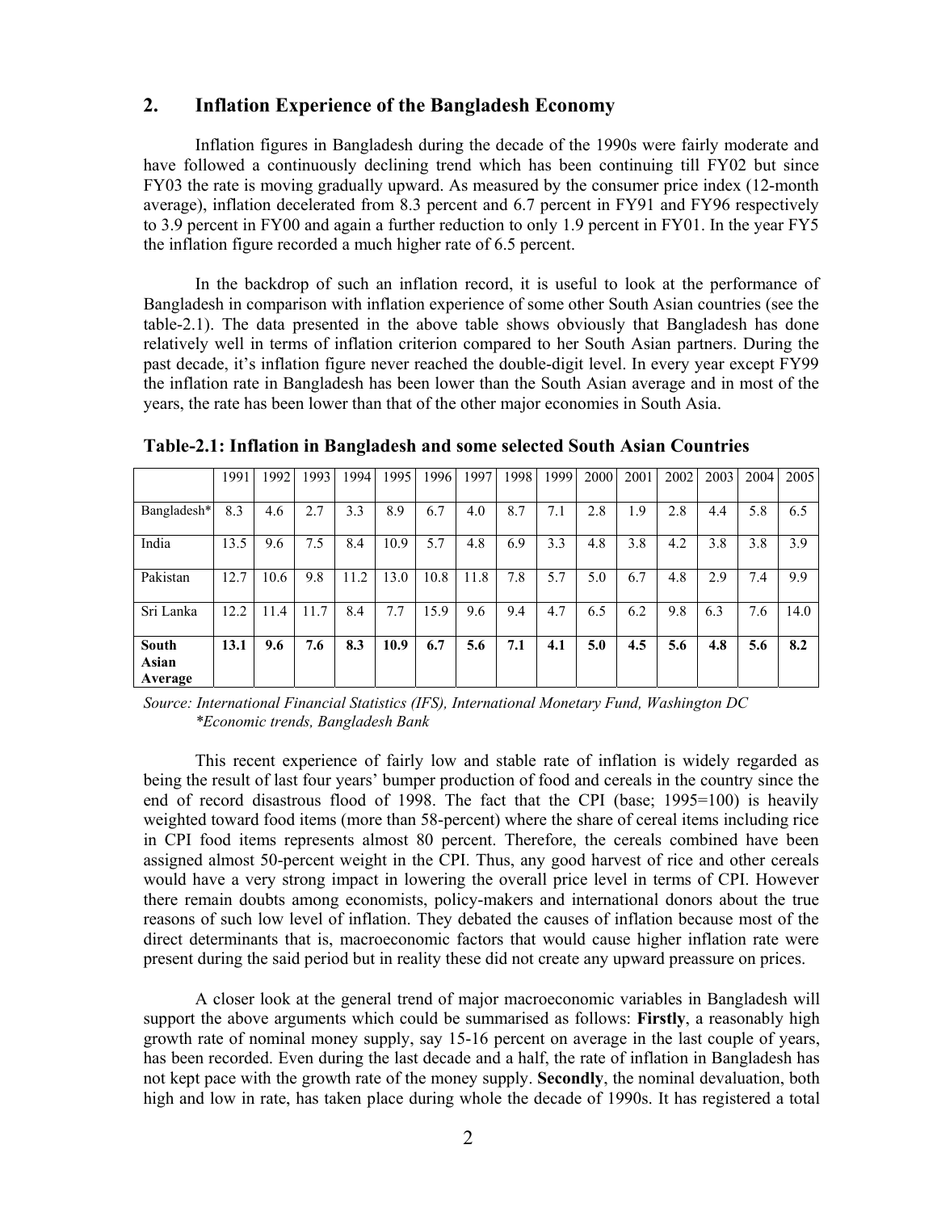## 2. Inflation Experience of the Bangladesh Economy

Inflation figures in Bangladesh during the decade of the 1990s were fairly moderate and have followed a continuously declining trend which has been continuing till FY02 but since FY03 the rate is moving gradually upward. As measured by the consumer price index (12-month average), inflation decelerated from 8.3 percent and 6.7 percent in FY91 and FY96 respectively to 3.9 percent in FY00 and again a further reduction to only 1.9 percent in FY01. In the year FY5 the inflation figure recorded a much higher rate of 6.5 percent.

In the backdrop of such an inflation record, it is useful to look at the performance of Bangladesh in comparison with inflation experience of some other South Asian countries (see the table-2.1). The data presented in the above table shows obviously that Bangladesh has done relatively well in terms of inflation criterion compared to her South Asian partners. During the past decade, it's inflation figure never reached the double-digit level. In every year except FY99 the inflation rate in Bangladesh has been lower than the South Asian average and in most of the years, the rate has been lower than that of the other major economies in South Asia.

**Table-2.1: Inflation in Bangladesh and some selected South Asian Countries**

| | 1991 | 1992 | 1993 | 1994 | 1995 | 1996 | 1997 | 1998 | 1999 | 2000 | 2001 | 2002 | 2003 | 2004 | 2005 |
|---|---|---|---|---|---|---|---|---|---|---|---|---|---|---|---|
| Bangladesh* | 8.3 | 4.6 | 2.7 | 3.3 | 8.9 | 6.7 | 4.0 | 8.7 | 7.1 | 2.8 | 1.9 | 2.8 | 4.4 | 5.8 | 6.5 |
| India | 13.5 | 9.6 | 7.5 | 8.4 | 10.9 | 5.7 | 4.8 | 6.9 | 3.3 | 4.8 | 3.8 | 4.2 | 3.8 | 3.8 | 3.9 |
| Pakistan | 12.7 | 10.6 | 9.8 | 11.2 | 13.0 | 10.8 | 11.8 | 7.8 | 5.7 | 5.0 | 6.7 | 4.8 | 2.9 | 7.4 | 9.9 |
| Sri Lanka | 12.2 | 11.4 | 11.7 | 8.4 | 7.7 | 15.9 | 9.6 | 9.4 | 4.7 | 6.5 | 6.2 | 9.8 | 6.3 | 7.6 | 14.0 |
| **South Asian Average** | **13.1** | **9.6** | **7.6** | **8.3** | **10.9** | **6.7** | **5.6** | **7.1** | **4.1** | **5.0** | **4.5** | **5.6** | **4.8** | **5.6** | **8.2** |

*Source: International Financial Statistics (IFS), International Monetary Fund, Washington DC*
*\*Economic trends, Bangladesh Bank*

This recent experience of fairly low and stable rate of inflation is widely regarded as being the result of last four years' bumper production of food and cereals in the country since the end of record disastrous flood of 1998. The fact that the CPI (base; 1995=100) is heavily weighted toward food items (more than 58-percent) where the share of cereal items including rice in CPI food items represents almost 80 percent. Therefore, the cereals combined have been assigned almost 50-percent weight in the CPI. Thus, any good harvest of rice and other cereals would have a very strong impact in lowering the overall price level in terms of CPI. However there remain doubts among economists, policy-makers and international donors about the true reasons of such low level of inflation. They debated the causes of inflation because most of the direct determinants that is, macroeconomic factors that would cause higher inflation rate were present during the said period but in reality these did not create any upward preassure on prices.

A closer look at the general trend of major macroeconomic variables in Bangladesh will support the above arguments which could be summarised as follows: **Firstly**, a reasonably high growth rate of nominal money supply, say 15-16 percent on average in the last couple of years, has been recorded. Even during the last decade and a half, the rate of inflation in Bangladesh has not kept pace with the growth rate of the money supply. **Secondly**, the nominal devaluation, both high and low in rate, has taken place during whole the decade of 1990s. It has registered a total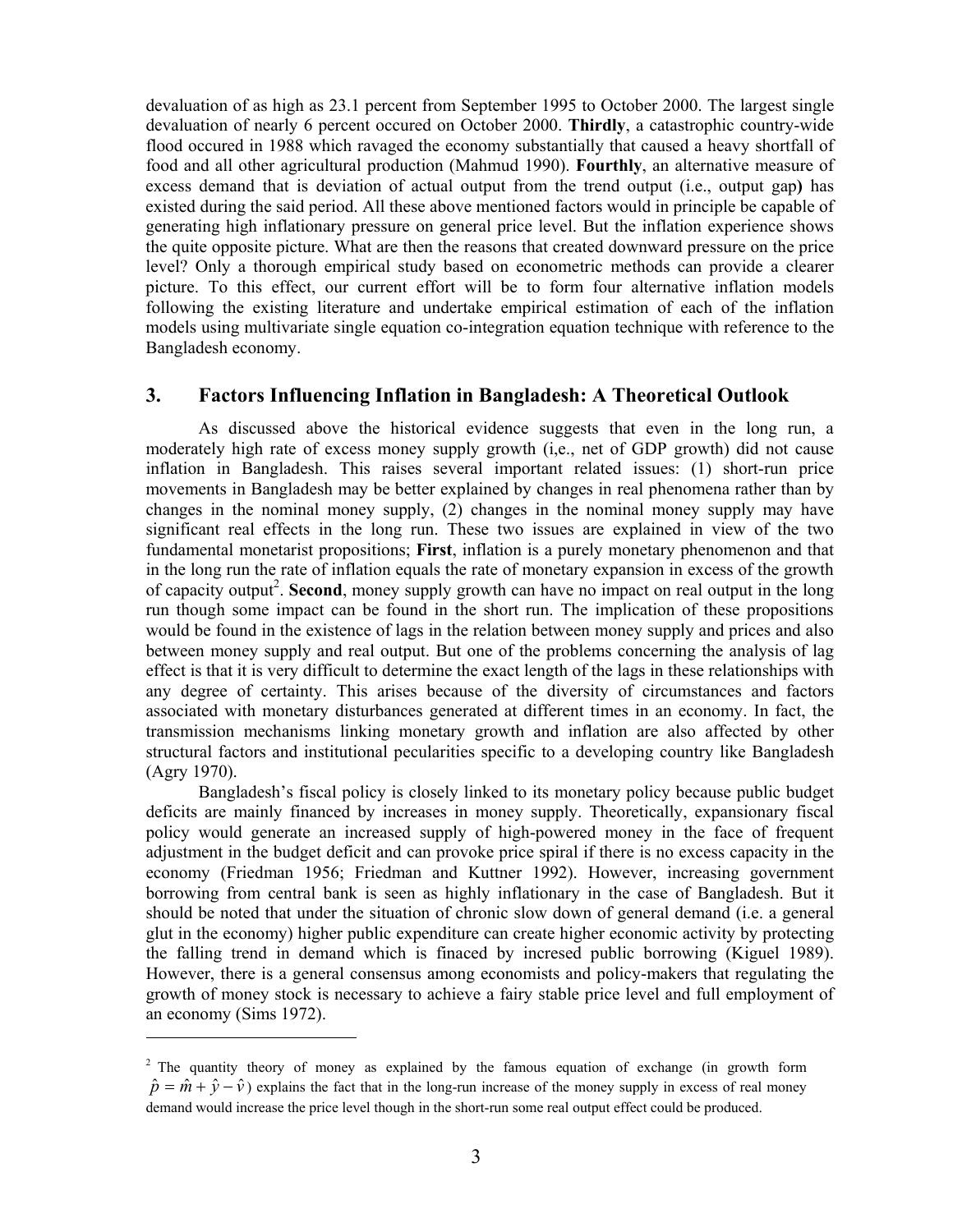devaluation of as high as 23.1 percent from September 1995 to October 2000. The largest single devaluation of nearly 6 percent occured on October 2000. **Thirdly**, a catastrophic country-wide flood occured in 1988 which ravaged the economy substantially that caused a heavy shortfall of food and all other agricultural production (Mahmud 1990). **Fourthly**, an alternative measure of excess demand that is deviation of actual output from the trend output (i.e., output gap**)** has existed during the said period. All these above mentioned factors would in principle be capable of generating high inflationary pressure on general price level. But the inflation experience shows the quite opposite picture. What are then the reasons that created downward pressure on the price level? Only a thorough empirical study based on econometric methods can provide a clearer picture. To this effect, our current effort will be to form four alternative inflation models following the existing literature and undertake empirical estimation of each of the inflation models using multivariate single equation co-integration equation technique with reference to the Bangladesh economy.

## 3. Factors Influencing Inflation in Bangladesh: A Theoretical Outlook

As discussed above the historical evidence suggests that even in the long run, a moderately high rate of excess money supply growth (i,e., net of GDP growth) did not cause inflation in Bangladesh. This raises several important related issues: (1) short-run price movements in Bangladesh may be better explained by changes in real phenomena rather than by changes in the nominal money supply, (2) changes in the nominal money supply may have significant real effects in the long run. These two issues are explained in view of the two fundamental monetarist propositions; **First**, inflation is a purely monetary phenomenon and that in the long run the rate of inflation equals the rate of monetary expansion in excess of the growth of capacity output[2]. **Second**, money supply growth can have no impact on real output in the long run though some impact can be found in the short run. The implication of these propositions would be found in the existence of lags in the relation between money supply and prices and also between money supply and real output. But one of the problems concerning the analysis of lag effect is that it is very difficult to determine the exact length of the lags in these relationships with any degree of certainty. This arises because of the diversity of circumstances and factors associated with monetary disturbances generated at different times in an economy. In fact, the transmission mechanisms linking monetary growth and inflation are also affected by other structural factors and institutional pecularities specific to a developing country like Bangladesh (Agry 1970).

Bangladesh's fiscal policy is closely linked to its monetary policy because public budget deficits are mainly financed by increases in money supply. Theoretically, expansionary fiscal policy would generate an increased supply of high-powered money in the face of frequent adjustment in the budget deficit and can provoke price spiral if there is no excess capacity in the economy (Friedman 1956; Friedman and Kuttner 1992). However, increasing government borrowing from central bank is seen as highly inflationary in the case of Bangladesh. But it should be noted that under the situation of chronic slow down of general demand (i.e. a general glut in the economy) higher public expenditure can create higher economic activity by protecting the falling trend in demand which is finaced by incresed public borrowing (Kiguel 1989). However, there is a general consensus among economists and policy-makers that regulating the growth of money stock is necessary to achieve a fairy stable price level and full employment of an economy (Sims 1972).

---

[2] The quantity theory of money as explained by the famous equation of exchange (in growth form $\hat{p} = \hat{m} + \hat{y} - \hat{v}$) explains the fact that in the long-run increase of the money supply in excess of real money demand would increase the price level though in the short-run some real output effect could be produced.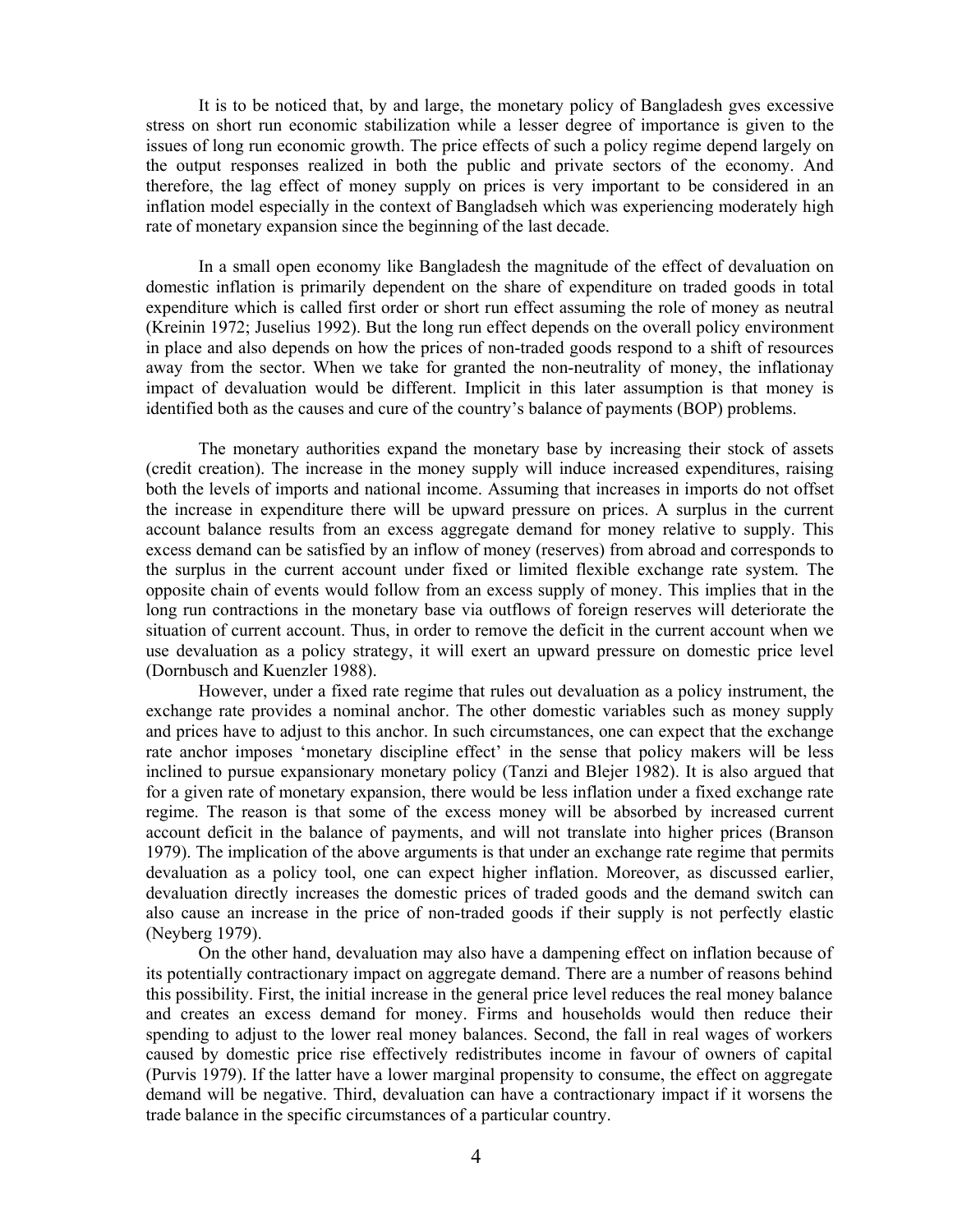It is to be noticed that, by and large, the monetary policy of Bangladesh gves excessive stress on short run economic stabilization while a lesser degree of importance is given to the issues of long run economic growth. The price effects of such a policy regime depend largely on the output responses realized in both the public and private sectors of the economy. And therefore, the lag effect of money supply on prices is very important to be considered in an inflation model especially in the context of Bangladseh which was experiencing moderately high rate of monetary expansion since the beginning of the last decade.

In a small open economy like Bangladesh the magnitude of the effect of devaluation on domestic inflation is primarily dependent on the share of expenditure on traded goods in total expenditure which is called first order or short run effect assuming the role of money as neutral (Kreinin 1972; Juselius 1992). But the long run effect depends on the overall policy environment in place and also depends on how the prices of non-traded goods respond to a shift of resources away from the sector. When we take for granted the non-neutrality of money, the inflationay impact of devaluation would be different. Implicit in this later assumption is that money is identified both as the causes and cure of the country's balance of payments (BOP) problems.

The monetary authorities expand the monetary base by increasing their stock of assets (credit creation). The increase in the money supply will induce increased expenditures, raising both the levels of imports and national income. Assuming that increases in imports do not offset the increase in expenditure there will be upward pressure on prices. A surplus in the current account balance results from an excess aggregate demand for money relative to supply. This excess demand can be satisfied by an inflow of money (reserves) from abroad and corresponds to the surplus in the current account under fixed or limited flexible exchange rate system. The opposite chain of events would follow from an excess supply of money. This implies that in the long run contractions in the monetary base via outflows of foreign reserves will deteriorate the situation of current account. Thus, in order to remove the deficit in the current account when we use devaluation as a policy strategy, it will exert an upward pressure on domestic price level (Dornbusch and Kuenzler 1988).

However, under a fixed rate regime that rules out devaluation as a policy instrument, the exchange rate provides a nominal anchor. The other domestic variables such as money supply and prices have to adjust to this anchor. In such circumstances, one can expect that the exchange rate anchor imposes 'monetary discipline effect' in the sense that policy makers will be less inclined to pursue expansionary monetary policy (Tanzi and Blejer 1982). It is also argued that for a given rate of monetary expansion, there would be less inflation under a fixed exchange rate regime. The reason is that some of the excess money will be absorbed by increased current account deficit in the balance of payments, and will not translate into higher prices (Branson 1979). The implication of the above arguments is that under an exchange rate regime that permits devaluation as a policy tool, one can expect higher inflation. Moreover, as discussed earlier, devaluation directly increases the domestic prices of traded goods and the demand switch can also cause an increase in the price of non-traded goods if their supply is not perfectly elastic (Neyberg 1979).

On the other hand, devaluation may also have a dampening effect on inflation because of its potentially contractionary impact on aggregate demand. There are a number of reasons behind this possibility. First, the initial increase in the general price level reduces the real money balance and creates an excess demand for money. Firms and households would then reduce their spending to adjust to the lower real money balances. Second, the fall in real wages of workers caused by domestic price rise effectively redistributes income in favour of owners of capital (Purvis 1979). If the latter have a lower marginal propensity to consume, the effect on aggregate demand will be negative. Third, devaluation can have a contractionary impact if it worsens the trade balance in the specific circumstances of a particular country.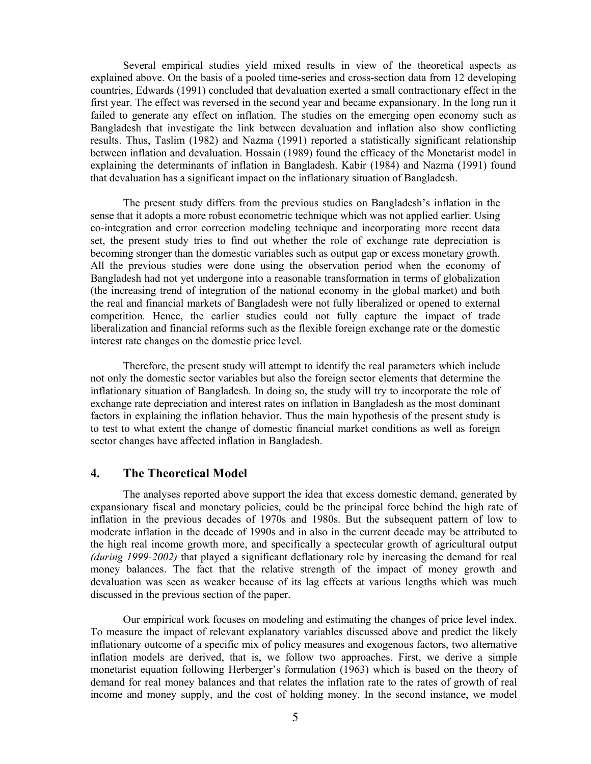Several empirical studies yield mixed results in view of the theoretical aspects as explained above. On the basis of a pooled time-series and cross-section data from 12 developing countries, Edwards (1991) concluded that devaluation exerted a small contractionary effect in the first year. The effect was reversed in the second year and became expansionary. In the long run it failed to generate any effect on inflation. The studies on the emerging open economy such as Bangladesh that investigate the link between devaluation and inflation also show conflicting results. Thus, Taslim (1982) and Nazma (1991) reported a statistically significant relationship between inflation and devaluation. Hossain (1989) found the efficacy of the Monetarist model in explaining the determinants of inflation in Bangladesh. Kabir (1984) and Nazma (1991) found that devaluation has a significant impact on the inflationary situation of Bangladesh.

The present study differs from the previous studies on Bangladesh's inflation in the sense that it adopts a more robust econometric technique which was not applied earlier. Using co-integration and error correction modeling technique and incorporating more recent data set, the present study tries to find out whether the role of exchange rate depreciation is becoming stronger than the domestic variables such as output gap or excess monetary growth. All the previous studies were done using the observation period when the economy of Bangladesh had not yet undergone into a reasonable transformation in terms of globalization (the increasing trend of integration of the national economy in the global market) and both the real and financial markets of Bangladesh were not fully liberalized or opened to external competition. Hence, the earlier studies could not fully capture the impact of trade liberalization and financial reforms such as the flexible foreign exchange rate or the domestic interest rate changes on the domestic price level.

Therefore, the present study will attempt to identify the real parameters which include not only the domestic sector variables but also the foreign sector elements that determine the inflationary situation of Bangladesh. In doing so, the study will try to incorporate the role of exchange rate depreciation and interest rates on inflation in Bangladesh as the most dominant factors in explaining the inflation behavior. Thus the main hypothesis of the present study is to test to what extent the change of domestic financial market conditions as well as foreign sector changes have affected inflation in Bangladesh.

## 4. The Theoretical Model

The analyses reported above support the idea that excess domestic demand, generated by expansionary fiscal and monetary policies, could be the principal force behind the high rate of inflation in the previous decades of 1970s and 1980s. But the subsequent pattern of low to moderate inflation in the decade of 1990s and in also in the current decade may be attributed to the high real income growth more, and specifically a spectecular growth of agricultural output *(during 1999-2002)* that played a significant deflationary role by increasing the demand for real money balances. The fact that the relative strength of the impact of money growth and devaluation was seen as weaker because of its lag effects at various lengths which was much discussed in the previous section of the paper.

Our empirical work focuses on modeling and estimating the changes of price level index. To measure the impact of relevant explanatory variables discussed above and predict the likely inflationary outcome of a specific mix of policy measures and exogenous factors, two alternative inflation models are derived, that is, we follow two approaches. First, we derive a simple monetarist equation following Herberger's formulation (1963) which is based on the theory of demand for real money balances and that relates the inflation rate to the rates of growth of real income and money supply, and the cost of holding money. In the second instance, we model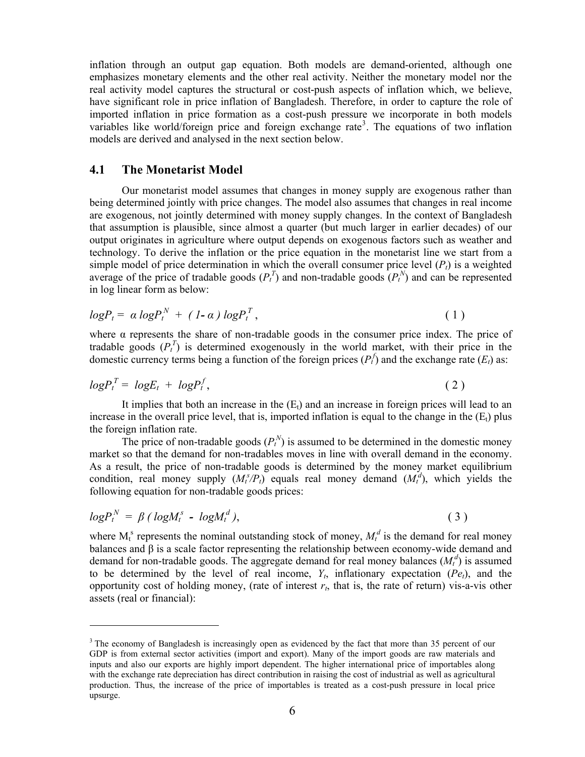inflation through an output gap equation. Both models are demand-oriented, although one emphasizes monetary elements and the other real activity. Neither the monetary model nor the real activity model captures the structural or cost-push aspects of inflation which, we believe, have significant role in price inflation of Bangladesh. Therefore, in order to capture the role of imported inflation in price formation as a cost-push pressure we incorporate in both models variables like world/foreign price and foreign exchange rate[3]. The equations of two inflation models are derived and analysed in the next section below.

## 4.1 The Monetarist Model

Our monetarist model assumes that changes in money supply are exogenous rather than being determined jointly with price changes. The model also assumes that changes in real income are exogenous, not jointly determined with money supply changes. In the context of Bangladesh that assumption is plausible, since almost a quarter (but much larger in earlier decades) of our output originates in agriculture where output depends on exogenous factors such as weather and technology. To derive the inflation or the price equation in the monetarist line we start from a simple model of price determination in which the overall consumer price level ($P_t$) is a weighted average of the price of tradable goods ($P_t^T$) and non-tradable goods ($P_t^N$) and can be represented in log linear form as below:

$$logP_t = \alpha \, logP_t^N + (1- \alpha) \, logP_t^T , \qquad (1)$$

where α represents the share of non-tradable goods in the consumer price index. The price of tradable goods ($P_t^T$) is determined exogenously in the world market, with their price in the domestic currency terms being a function of the foreign prices ($P_t^f$) and the exchange rate ($E_t$) as:

$$logP_t^T = logE_t + logP_t^f , \qquad (2)$$

It implies that both an increase in the ($E_t$) and an increase in foreign prices will lead to an increase in the overall price level, that is, imported inflation is equal to the change in the ($E_t$) plus the foreign inflation rate.

The price of non-tradable goods ($P_t^N$) is assumed to be determined in the domestic money market so that the demand for non-tradables moves in line with overall demand in the economy. As a result, the price of non-tradable goods is determined by the money market equilibrium condition, real money supply ($M_t^s/P_t$) equals real money demand ($M_t^d$), which yields the following equation for non-tradable goods prices:

$$logP_t^N = \beta \, ( logM_t^s - logM_t^d ), \qquad (3)$$

where $M_t^s$ represents the nominal outstanding stock of money, $M_t^d$ is the demand for real money balances and β is a scale factor representing the relationship between economy-wide demand and demand for non-tradable goods. The aggregate demand for real money balances ($M_t^d$) is assumed to be determined by the level of real income, $Y_t$, inflationary expectation ($Pe_t$), and the opportunity cost of holding money, (rate of interest $r_t$, that is, the rate of return) vis-a-vis other assets (real or financial):

---

[3] The economy of Bangladesh is increasingly open as evidenced by the fact that more than 35 percent of our GDP is from external sector activities (import and export). Many of the import goods are raw materials and inputs and also our exports are highly import dependent. The higher international price of importables along with the exchange rate depreciation has direct contribution in raising the cost of industrial as well as agricultural production. Thus, the increase of the price of importables is treated as a cost-push pressure in local price upsurge.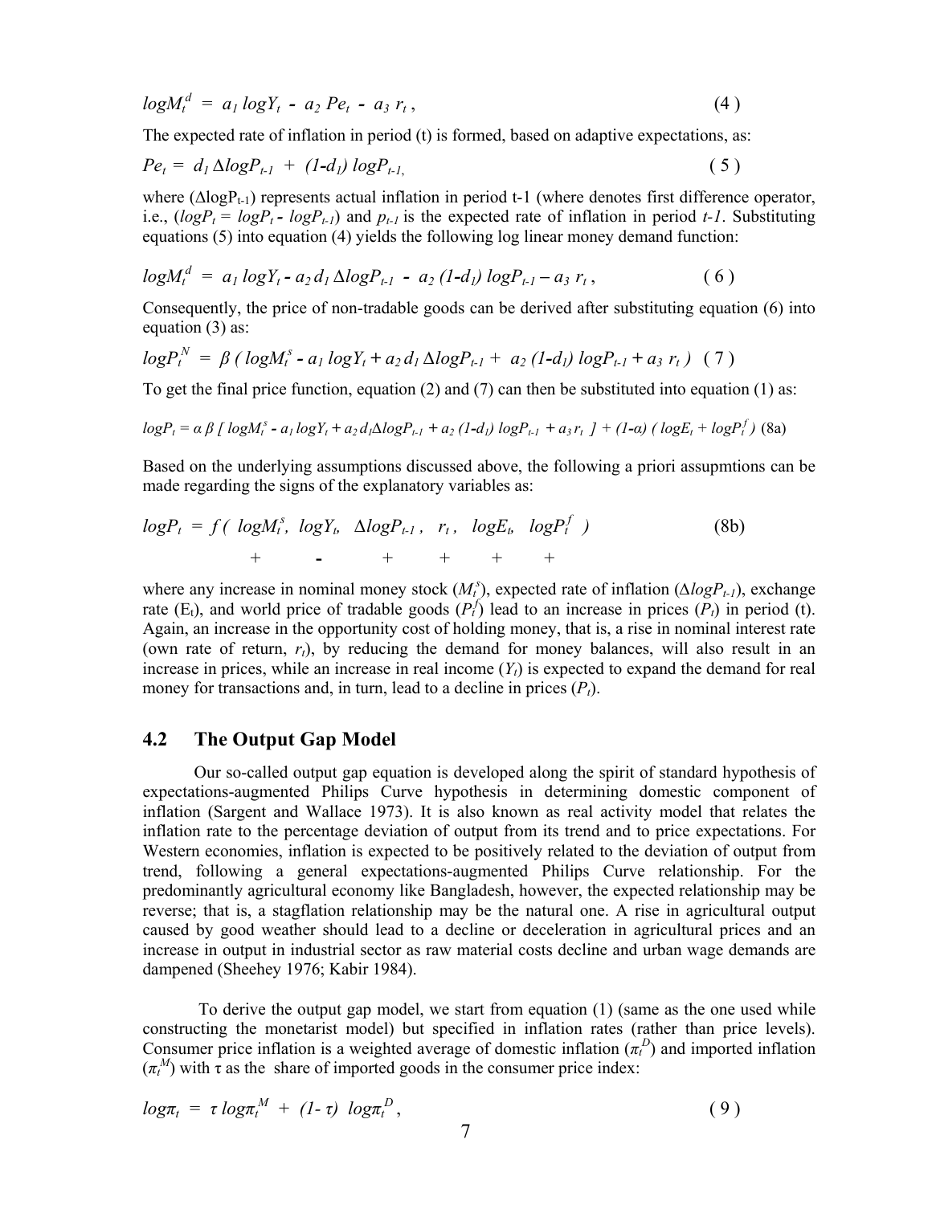$$logM_t^d = a_1 \, logY_t \; - \; a_2 \, Pe_t \; - \; a_3 \, r_t \,, \qquad (4)$$

The expected rate of inflation in period (t) is formed, based on adaptive expectations, as:

$$Pe_t = d_1 \, \Delta logP_{t-1} \; + \; (1\text{-}d_1) \, logP_{t-1}, \qquad (5)$$

where ($\Delta logP_{t-1}$) represents actual inflation in period t-1 (where denotes first difference operator, i.e., ($logP_t = logP_t - logP_{t-1}$) and $p_{t-1}$ is the expected rate of inflation in period *t-1*. Substituting equations (5) into equation (4) yields the following log linear money demand function:

$$logM_t^d = a_1 \, logY_t - a_2 \, d_1 \, \Delta logP_{t-1} \; - \; a_2 \, (1\text{-}d_1) \, logP_{t-1} - a_3 \, r_t \,, \qquad (6)$$

Consequently, the price of non-tradable goods can be derived after substituting equation (6) into equation (3) as:

$$logP_t^N = \beta \, ( logM_t^s - a_1 \, logY_t + a_2 \, d_1 \, \Delta logP_{t-1} + \; a_2 \, (1\text{-}d_1) \, logP_{t-1} + a_3 \, r_t \,) \quad (7)$$

To get the final price function, equation (2) and (7) can then be substituted into equation (1) as:

$$logP_t = \alpha \, \beta \, [\, logM_t^s - a_1 \, logY_t + a_2 \, d_1 \Delta logP_{t-1} + a_2 \, (1\text{-}d_1) \, logP_{t-1} + a_3 \, r_t \,] + (1\text{-}\alpha) \, ( logE_t + logP_t^f ) \quad (8a)$$

Based on the underlying assumptions discussed above, the following a priori assupmtions can be made regarding the signs of the explanatory variables as:

$$logP_t = f\,( \underset{+}{logM_t^s}, \; \underset{-}{logY_t}, \; \underset{+}{\Delta logP_{t-1}}, \; \underset{+}{r_t}, \; \underset{+}{logE_t}, \; \underset{+}{logP_t^f} \,) \qquad (8b)$$

where any increase in nominal money stock ($M_t^s$), expected rate of inflation ($\Delta logP_{t-1}$), exchange rate ($E_t$), and world price of tradable goods ($P_t^f$) lead to an increase in prices ($P_t$) in period (t). Again, an increase in the opportunity cost of holding money, that is, a rise in nominal interest rate (own rate of return, $r_t$), by reducing the demand for money balances, will also result in an increase in prices, while an increase in real income ($Y_t$) is expected to expand the demand for real money for transactions and, in turn, lead to a decline in prices ($P_t$).

## 4.2 The Output Gap Model

Our so-called output gap equation is developed along the spirit of standard hypothesis of expectations-augmented Philips Curve hypothesis in determining domestic component of inflation (Sargent and Wallace 1973). It is also known as real activity model that relates the inflation rate to the percentage deviation of output from its trend and to price expectations. For Western economies, inflation is expected to be positively related to the deviation of output from trend, following a general expectations-augmented Philips Curve relationship. For the predominantly agricultural economy like Bangladesh, however, the expected relationship may be reverse; that is, a stagflation relationship may be the natural one. A rise in agricultural output caused by good weather should lead to a decline or deceleration in agricultural prices and an increase in output in industrial sector as raw material costs decline and urban wage demands are dampened (Sheehey 1976; Kabir 1984).

To derive the output gap model, we start from equation (1) (same as the one used while constructing the monetarist model) but specified in inflation rates (rather than price levels). Consumer price inflation is a weighted average of domestic inflation ($\pi_t^D$) and imported inflation ($\pi_t^M$) with $\tau$ as the share of imported goods in the consumer price index:

$$log\pi_t = \tau \, log\pi_t^M \; + \; (1\text{-}\tau) \; log\pi_t^D \,, \qquad (9)$$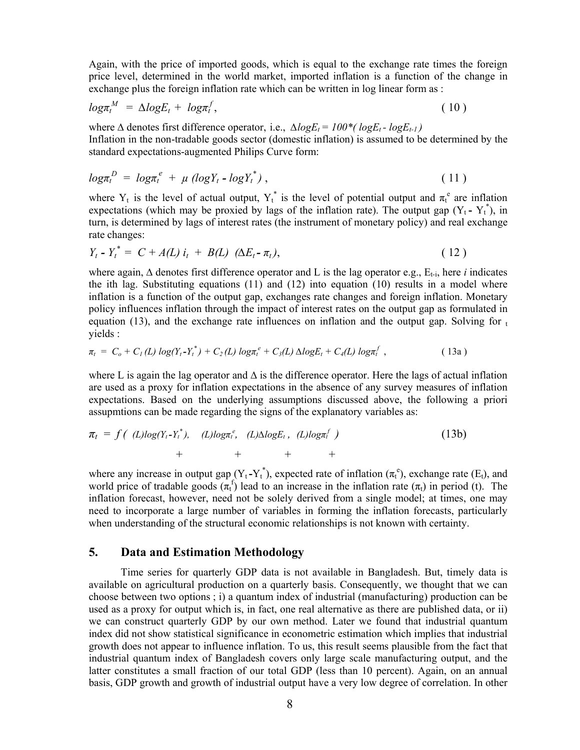Again, with the price of imported goods, which is equal to the exchange rate times the foreign price level, determined in the world market, imported inflation is a function of the change in exchange plus the foreign inflation rate which can be written in log linear form as :

$$log\pi_t^M = \Delta logE_t + log\pi_t^f, \qquad (10)$$

where $\Delta$ denotes first difference operator, i.e., $\Delta logE_t = 100*(logE_t - logE_{t-1})$

Inflation in the non-tradable goods sector (domestic inflation) is assumed to be determined by the standard expectations-augmented Philips Curve form:

$$log\pi_t^D = log\pi_t^e + \mu\,(logY_t - logY_t^*), \qquad (11)$$

where $Y_t$ is the level of actual output, $Y_t^*$ is the level of potential output and $\pi_t^e$ are inflation expectations (which may be proxied by lags of the inflation rate). The output gap ($Y_t - Y_t^*$), in turn, is determined by lags of interest rates (the instrument of monetary policy) and real exchange rate changes:

$$Y_t - Y_t^* = C + A(L)\,i_t + B(L)\,(\Delta E_t - \pi_t), \qquad (12)$$

where again, $\Delta$ denotes first difference operator and L is the lag operator e.g., $E_{t-i}$, here *i* indicates the ith lag. Substituting equations (11) and (12) into equation (10) results in a model where inflation is a function of the output gap, exchanges rate changes and foreign inflation. Monetary policy influences inflation through the impact of interest rates on the output gap as formulated in equation (13), and the exchange rate influences on inflation and the output gap. Solving for $_t$ yields :

$$\pi_t = C_o + C_1(L)\,log(Y_t - Y_t^*) + C_2(L)\,log\pi_t^e + C_3(L)\,\Delta logE_t + C_4(L)\,log\pi_t^f, \qquad (13a)$$

where L is again the lag operator and $\Delta$ is the difference operator. Here the lags of actual inflation are used as a proxy for inflation expectations in the absence of any survey measures of inflation expectations. Based on the underlying assumptions discussed above, the following a priori assupmtions can be made regarding the signs of the explanatory variables as:

$$\pi_t = f\,(\underset{+}{(L)log(Y_t - Y_t^*)},\quad \underset{+}{(L)log\pi_t^e},\quad \underset{+}{(L)\Delta logE_t},\quad \underset{+}{(L)log\pi_t^f}) \qquad (13b)$$

where any increase in output gap ($Y_t - Y_t^*$), expected rate of inflation ($\pi_t^e$), exchange rate ($E_t$), and world price of tradable goods ($\pi_t^f$) lead to an increase in the inflation rate ($\pi_t$) in period (t). The inflation forecast, however, need not be solely derived from a single model; at times, one may need to incorporate a large number of variables in forming the inflation forecasts, particularly when understanding of the structural economic relationships is not known with certainty.

## 5. Data and Estimation Methodology

Time series for quarterly GDP data is not available in Bangladesh. But, timely data is available on agricultural production on a quarterly basis. Consequently, we thought that we can choose between two options ; i) a quantum index of industrial (manufacturing) production can be used as a proxy for output which is, in fact, one real alternative as there are published data, or ii) we can construct quarterly GDP by our own method. Later we found that industrial quantum index did not show statistical significance in econometric estimation which implies that industrial growth does not appear to influence inflation. To us, this result seems plausible from the fact that industrial quantum index of Bangladesh covers only large scale manufacturing output, and the latter constitutes a small fraction of our total GDP (less than 10 percent). Again, on an annual basis, GDP growth and growth of industrial output have a very low degree of correlation. In other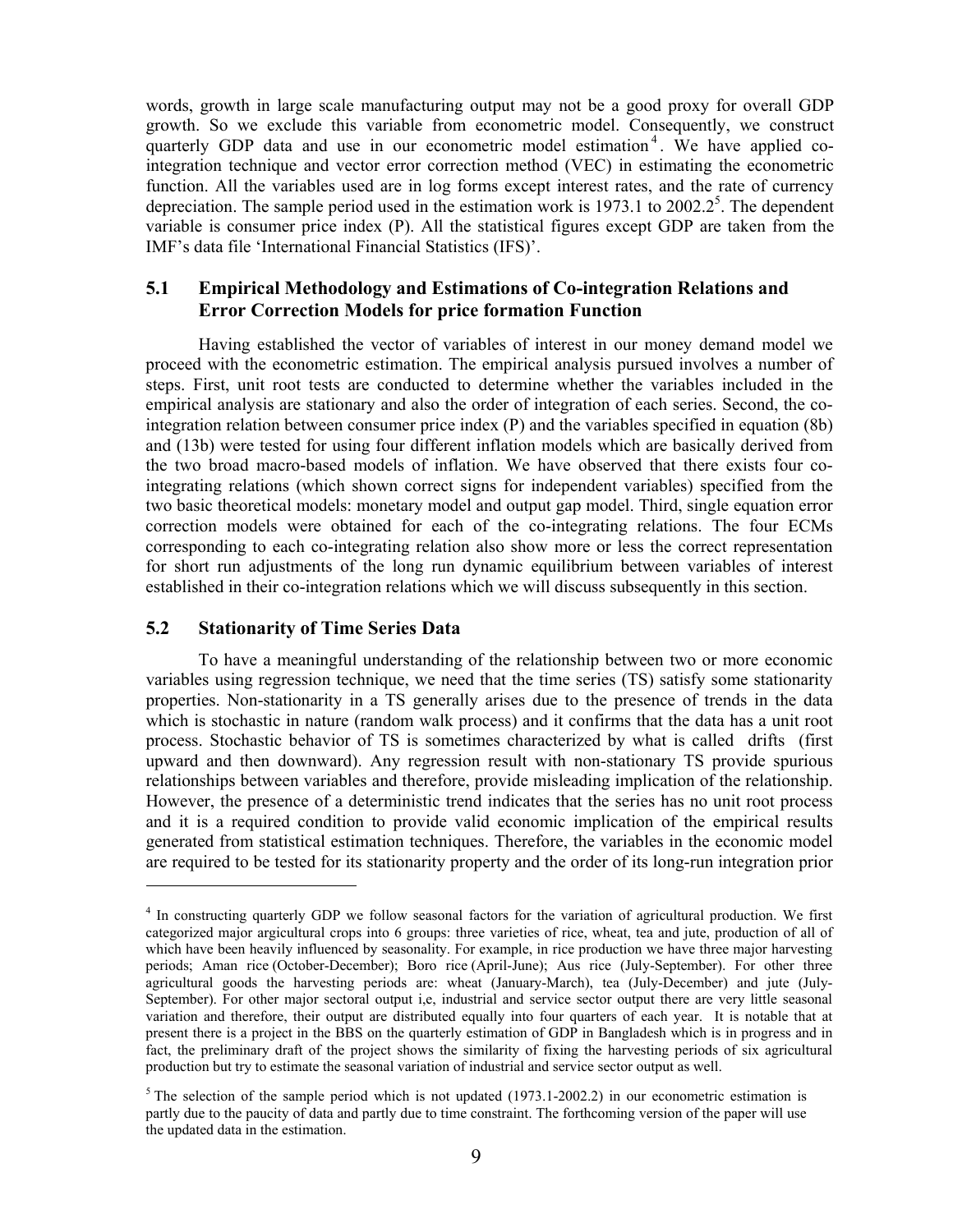words, growth in large scale manufacturing output may not be a good proxy for overall GDP growth. So we exclude this variable from econometric model. Consequently, we construct quarterly GDP data and use in our econometric model estimation[4]. We have applied co-integration technique and vector error correction method (VEC) in estimating the econometric function. All the variables used are in log forms except interest rates, and the rate of currency depreciation. The sample period used in the estimation work is 1973.1 to 2002.2[5]. The dependent variable is consumer price index (P). All the statistical figures except GDP are taken from the IMF's data file 'International Financial Statistics (IFS)'.

## 5.1 Empirical Methodology and Estimations of Co-integration Relations and Error Correction Models for price formation Function

Having established the vector of variables of interest in our money demand model we proceed with the econometric estimation. The empirical analysis pursued involves a number of steps. First, unit root tests are conducted to determine whether the variables included in the empirical analysis are stationary and also the order of integration of each series. Second, the co-integration relation between consumer price index (P) and the variables specified in equation (8b) and (13b) were tested for using four different inflation models which are basically derived from the two broad macro-based models of inflation. We have observed that there exists four co-integrating relations (which shown correct signs for independent variables) specified from the two basic theoretical models: monetary model and output gap model. Third, single equation error correction models were obtained for each of the co-integrating relations. The four ECMs corresponding to each co-integrating relation also show more or less the correct representation for short run adjustments of the long run dynamic equilibrium between variables of interest established in their co-integration relations which we will discuss subsequently in this section.

## 5.2 Stationarity of Time Series Data

To have a meaningful understanding of the relationship between two or more economic variables using regression technique, we need that the time series (TS) satisfy some stationarity properties. Non-stationarity in a TS generally arises due to the presence of trends in the data which is stochastic in nature (random walk process) and it confirms that the data has a unit root process. Stochastic behavior of TS is sometimes characterized by what is called drifts (first upward and then downward). Any regression result with non-stationary TS provide spurious relationships between variables and therefore, provide misleading implication of the relationship. However, the presence of a deterministic trend indicates that the series has no unit root process and it is a required condition to provide valid economic implication of the empirical results generated from statistical estimation techniques. Therefore, the variables in the economic model are required to be tested for its stationarity property and the order of its long-run integration prior

---

[4] In constructing quarterly GDP we follow seasonal factors for the variation of agricultural production. We first categorized major argicultural crops into 6 groups: three varieties of rice, wheat, tea and jute, production of all of which have been heavily influenced by seasonality. For example, in rice production we have three major harvesting periods; Aman rice (October-December); Boro rice (April-June); Aus rice (July-September). For other three agricultural goods the harvesting periods are: wheat (January-March), tea (July-December) and jute (July-September). For other major sectoral output i,e, industrial and service sector output there are very little seasonal variation and therefore, their output are distributed equally into four quarters of each year. It is notable that at present there is a project in the BBS on the quarterly estimation of GDP in Bangladesh which is in progress and in fact, the preliminary draft of the project shows the similarity of fixing the harvesting periods of six agricultural production but try to estimate the seasonal variation of industrial and service sector output as well.

[5] The selection of the sample period which is not updated (1973.1-2002.2) in our econometric estimation is partly due to the paucity of data and partly due to time constraint. The forthcoming version of the paper will use the updated data in the estimation.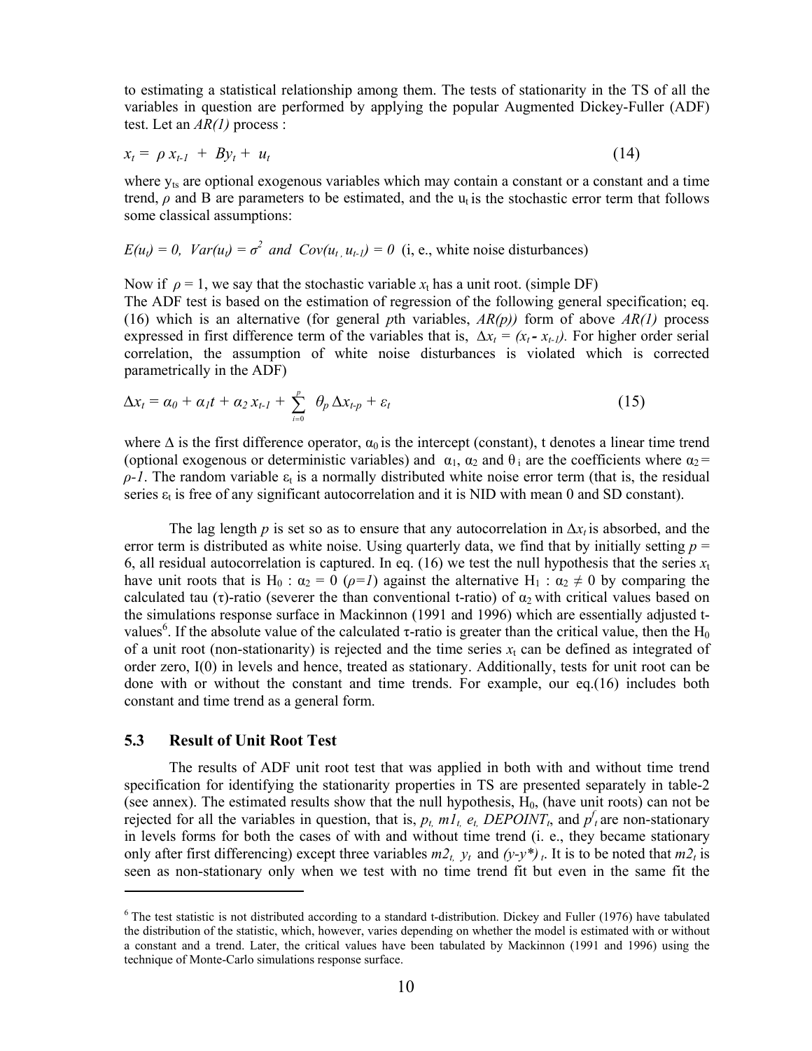to estimating a statistical relationship among them. The tests of stationarity in the TS of all the variables in question are performed by applying the popular Augmented Dickey-Fuller (ADF) test. Let an *AR(1)* process :

$$x_t = \rho x_{t-1} + By_t + u_t \tag{14}$$

where $y_{ts}$ are optional exogenous variables which may contain a constant or a constant and a time trend, $\rho$ and B are parameters to be estimated, and the $u_t$ is the stochastic error term that follows some classical assumptions:

$E(u_t) = 0,\ Var(u_t) = \sigma^2$ and $Cov(u_t, u_{t-1}) = 0$ (i, e., white noise disturbances)

Now if $\rho = 1$, we say that the stochastic variable $x_t$ has a unit root. (simple DF)
The ADF test is based on the estimation of regression of the following general specification; eq. (16) which is an alternative (for general *p*th variables, *AR(p))* form of above *AR(1)* process expressed in first difference term of the variables that is, $\Delta x_t = (x_t - x_{t-1})$. For higher order serial correlation, the assumption of white noise disturbances is violated which is corrected parametrically in the ADF)

$$\Delta x_t = \alpha_0 + \alpha_1 t + \alpha_2 x_{t-1} + \sum_{i=0}^{p} \theta_p \Delta x_{t-p} + \varepsilon_t \tag{15}$$

where $\Delta$ is the first difference operator, $\alpha_0$ is the intercept (constant), t denotes a linear time trend (optional exogenous or deterministic variables) and $\alpha_1$, $\alpha_2$ and $\theta_i$ are the coefficients where $\alpha_2 = \rho - 1$. The random variable $\varepsilon_t$ is a normally distributed white noise error term (that is, the residual series $\varepsilon_t$ is free of any significant autocorrelation and it is NID with mean 0 and SD constant).

The lag length *p* is set so as to ensure that any autocorrelation in $\Delta x_t$ is absorbed, and the error term is distributed as white noise. Using quarterly data, we find that by initially setting $p$ = 6, all residual autocorrelation is captured. In eq. (16) we test the null hypothesis that the series $x_t$ have unit roots that is $H_0 : \alpha_2 = 0$ ($\rho=1$) against the alternative $H_1 : \alpha_2 \neq 0$ by comparing the calculated tau ($\tau$)-ratio (severer the than conventional t-ratio) of $\alpha_2$ with critical values based on the simulations response surface in Mackinnon (1991 and 1996) which are essentially adjusted t-values[6]. If the absolute value of the calculated $\tau$-ratio is greater than the critical value, then the $H_0$ of a unit root (non-stationarity) is rejected and the time series $x_t$ can be defined as integrated of order zero, I(0) in levels and hence, treated as stationary. Additionally, tests for unit root can be done with or without the constant and time trends. For example, our eq.(16) includes both constant and time trend as a general form.

### 5.3 Result of Unit Root Test

The results of ADF unit root test that was applied in both with and without time trend specification for identifying the stationarity properties in TS are presented separately in table-2 (see annex). The estimated results show that the null hypothesis, $H_0$, (have unit roots) can not be rejected for all the variables in question, that is, $p_t$, $m1_t$, $e_t$, $DEPOINT_t$, and $p^f_t$ are non-stationary in levels forms for both the cases of with and without time trend (i. e., they became stationary only after first differencing) except three variables $m2_t$, $y_t$ and $(y\text{-}y^*)_t$. It is to be noted that $m2_t$ is seen as non-stationary only when we test with no time trend fit but even in the same fit the

---

[6] The test statistic is not distributed according to a standard t-distribution. Dickey and Fuller (1976) have tabulated the distribution of the statistic, which, however, varies depending on whether the model is estimated with or without a constant and a trend. Later, the critical values have been tabulated by Mackinnon (1991 and 1996) using the technique of Monte-Carlo simulations response surface.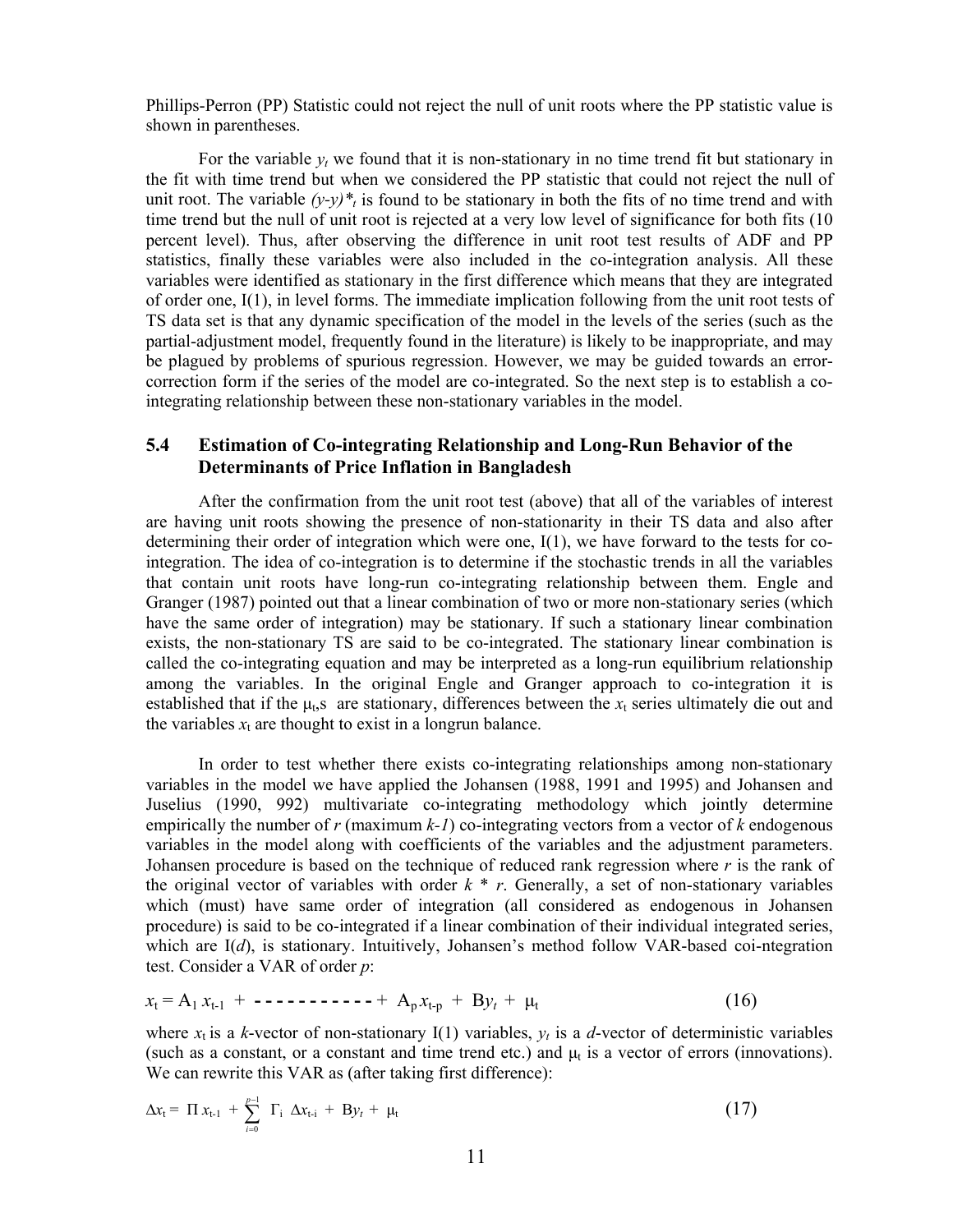Phillips-Perron (PP) Statistic could not reject the null of unit roots where the PP statistic value is shown in parentheses.

For the variable $y_t$ we found that it is non-stationary in no time trend fit but stationary in the fit with time trend but when we considered the PP statistic that could not reject the null of unit root. The variable $(y\text{-}y)^*_t$ is found to be stationary in both the fits of no time trend and with time trend but the null of unit root is rejected at a very low level of significance for both fits (10 percent level). Thus, after observing the difference in unit root test results of ADF and PP statistics, finally these variables were also included in the co-integration analysis. All these variables were identified as stationary in the first difference which means that they are integrated of order one, I(1), in level forms. The immediate implication following from the unit root tests of TS data set is that any dynamic specification of the model in the levels of the series (such as the partial-adjustment model, frequently found in the literature) is likely to be inappropriate, and may be plagued by problems of spurious regression. However, we may be guided towards an error-correction form if the series of the model are co-integrated. So the next step is to establish a co-integrating relationship between these non-stationary variables in the model.

### 5.4 Estimation of Co-integrating Relationship and Long-Run Behavior of the Determinants of Price Inflation in Bangladesh

After the confirmation from the unit root test (above) that all of the variables of interest are having unit roots showing the presence of non-stationarity in their TS data and also after determining their order of integration which were one, I(1), we have forward to the tests for co-integration. The idea of co-integration is to determine if the stochastic trends in all the variables that contain unit roots have long-run co-integrating relationship between them. Engle and Granger (1987) pointed out that a linear combination of two or more non-stationary series (which have the same order of integration) may be stationary. If such a stationary linear combination exists, the non-stationary TS are said to be co-integrated. The stationary linear combination is called the co-integrating equation and may be interpreted as a long-run equilibrium relationship among the variables. In the original Engle and Granger approach to co-integration it is established that if the $\mu_t$,s are stationary, differences between the $x_t$ series ultimately die out and the variables $x_t$ are thought to exist in a longrun balance.

In order to test whether there exists co-integrating relationships among non-stationary variables in the model we have applied the Johansen (1988, 1991 and 1995) and Johansen and Juselius (1990, 992) multivariate co-integrating methodology which jointly determine empirically the number of $r$ (maximum $k\text{-}1$) co-integrating vectors from a vector of $k$ endogenous variables in the model along with coefficients of the variables and the adjustment parameters. Johansen procedure is based on the technique of reduced rank regression where $r$ is the rank of the original vector of variables with order $k * r$. Generally, a set of non-stationary variables which (must) have same order of integration (all considered as endogenous in Johansen procedure) is said to be co-integrated if a linear combination of their individual integrated series, which are I($d$), is stationary. Intuitively, Johansen's method follow VAR-based coi-ntegration test. Consider a VAR of order $p$:

$$x_t = A_1 x_{t-1} + \text{-----------} + A_p x_{t-p} + By_t + \mu_t \qquad (16)$$

where $x_t$ is a $k$-vector of non-stationary I(1) variables, $y_t$ is a $d$-vector of deterministic variables (such as a constant, or a constant and time trend etc.) and $\mu_t$ is a vector of errors (innovations). We can rewrite this VAR as (after taking first difference):

$$\Delta x_t = \Pi x_{t-1} + \sum_{i=0}^{p-1} \Gamma_i \Delta x_{t-i} + By_t + \mu_t \qquad (17)$$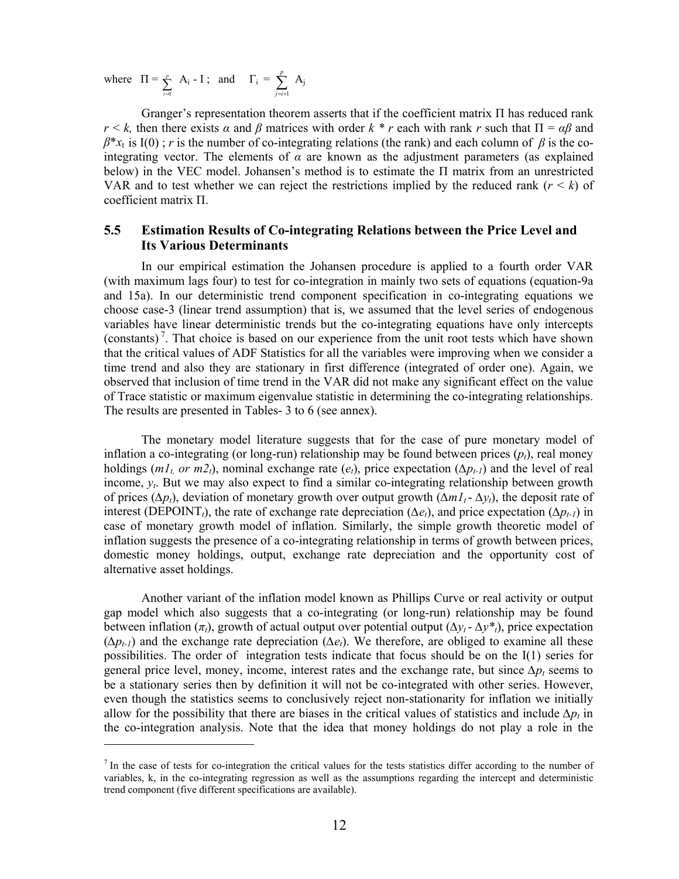where $\Pi = \sum_{i=0}^{p} A_i - I$ ; and $\Gamma_i = \sum_{j=i+1}^{p} A_j$

Granger's representation theorem asserts that if the coefficient matrix Π has reduced rank $r < k$, then there exists $\alpha$ and $\beta$ matrices with order $k * r$ each with rank $r$ such that $\Pi = \alpha\beta$ and $\beta^* x_t$ is I(0) ; $r$ is the number of co-integrating relations (the rank) and each column of $\beta$ is the co-integrating vector. The elements of $\alpha$ are known as the adjustment parameters (as explained below) in the VEC model. Johansen's method is to estimate the Π matrix from an unrestricted VAR and to test whether we can reject the restrictions implied by the reduced rank ($r < k$) of coefficient matrix Π.

### 5.5 Estimation Results of Co-integrating Relations between the Price Level and Its Various Determinants

In our empirical estimation the Johansen procedure is applied to a fourth order VAR (with maximum lags four) to test for co-integration in mainly two sets of equations (equation-9a and 15a). In our deterministic trend component specification in co-integrating equations we choose case-3 (linear trend assumption) that is, we assumed that the level series of endogenous variables have linear deterministic trends but the co-integrating equations have only intercepts (constants) [7]. That choice is based on our experience from the unit root tests which have shown that the critical values of ADF Statistics for all the variables were improving when we consider a time trend and also they are stationary in first difference (integrated of order one). Again, we observed that inclusion of time trend in the VAR did not make any significant effect on the value of Trace statistic or maximum eigenvalue statistic in determining the co-integrating relationships. The results are presented in Tables- 3 to 6 (see annex).

The monetary model literature suggests that for the case of pure monetary model of inflation a co-integrating (or long-run) relationship may be found between prices ($p_t$), real money holdings ($m1_t$, or $m2_t$), nominal exchange rate ($e_t$), price expectation ($\Delta p_{t-1}$) and the level of real income, $y_t$. But we may also expect to find a similar co-integrating relationship between growth of prices ($\Delta p_t$), deviation of monetary growth over output growth ($\Delta m1_t - \Delta y_t$), the deposit rate of interest (DEPOINT$_t$), the rate of exchange rate depreciation ($\Delta e_t$), and price expectation ($\Delta p_{t-1}$) in case of monetary growth model of inflation. Similarly, the simple growth theoretic model of inflation suggests the presence of a co-integrating relationship in terms of growth between prices, domestic money holdings, output, exchange rate depreciation and the opportunity cost of alternative asset holdings.

Another variant of the inflation model known as Phillips Curve or real activity or output gap model which also suggests that a co-integrating (or long-run) relationship may be found between inflation ($\pi_t$), growth of actual output over potential output ($\Delta y_t - \Delta y^*_t$), price expectation ($\Delta p_{t-1}$) and the exchange rate depreciation ($\Delta e_t$). We therefore, are obliged to examine all these possibilities. The order of integration tests indicate that focus should be on the I(1) series for general price level, money, income, interest rates and the exchange rate, but since $\Delta p_t$ seems to be a stationary series then by definition it will not be co-integrated with other series. However, even though the statistics seems to conclusively reject non-stationarity for inflation we initially allow for the possibility that there are biases in the critical values of statistics and include $\Delta p_t$ in the co-integration analysis. Note that the idea that money holdings do not play a role in the

[7] In the case of tests for co-integration the critical values for the tests statistics differ according to the number of variables, k, in the co-integrating regression as well as the assumptions regarding the intercept and deterministic trend component (five different specifications are available).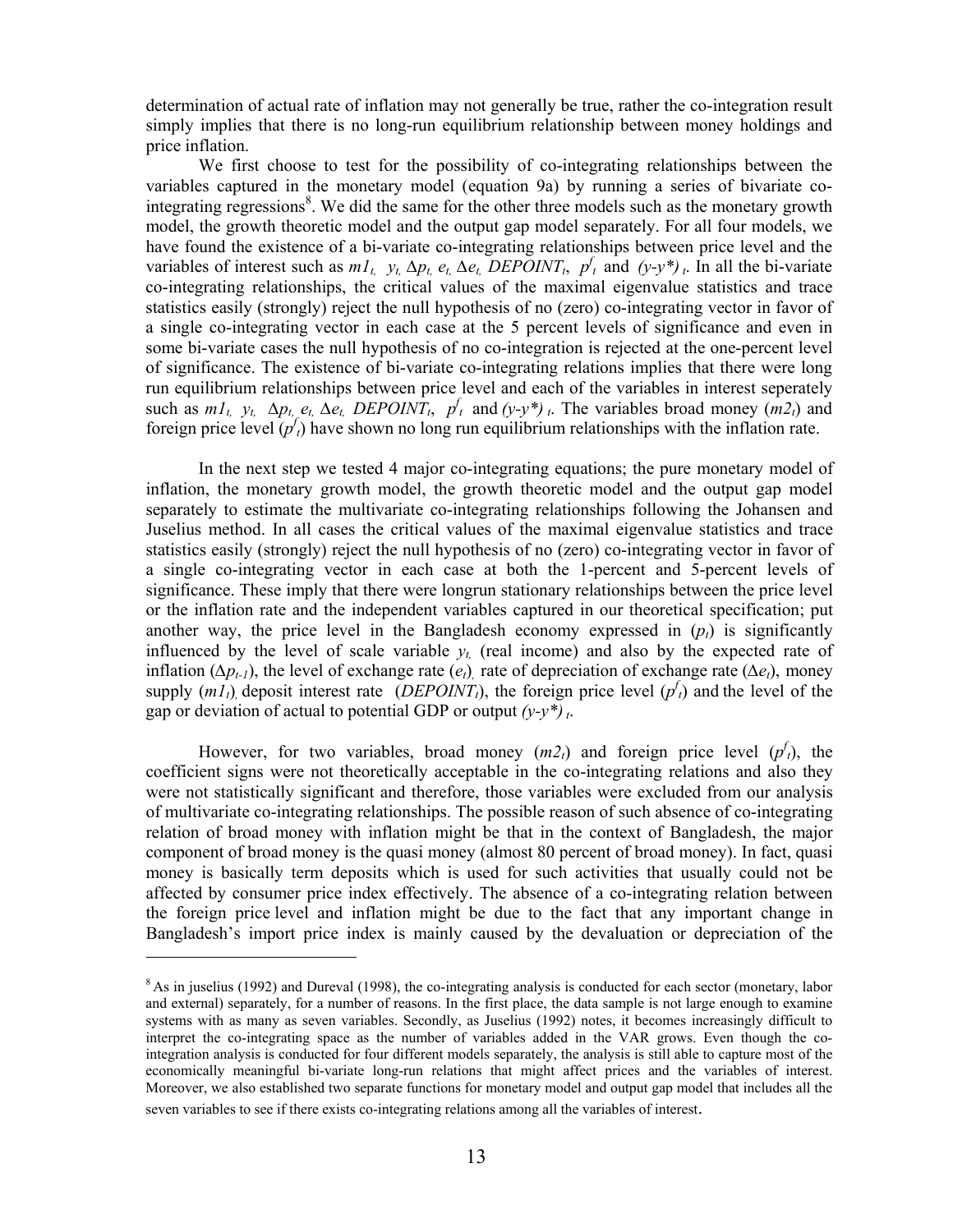determination of actual rate of inflation may not generally be true, rather the co-integration result simply implies that there is no long-run equilibrium relationship between money holdings and price inflation.

We first choose to test for the possibility of co-integrating relationships between the variables captured in the monetary model (equation 9a) by running a series of bivariate co-integrating regressions[8]. We did the same for the other three models such as the monetary growth model, the growth theoretic model and the output gap model separately. For all four models, we have found the existence of a bi-variate co-integrating relationships between price level and the variables of interest such as $m1_t$, $y_t$, $\Delta p_t$, $e_t$, $\Delta e_t$, $DEPOINT_t$, $p^f_t$ and $(y\text{-}y^*)_t$. In all the bi-variate co-integrating relationships, the critical values of the maximal eigenvalue statistics and trace statistics easily (strongly) reject the null hypothesis of no (zero) co-integrating vector in favor of a single co-integrating vector in each case at the 5 percent levels of significance and even in some bi-variate cases the null hypothesis of no co-integration is rejected at the one-percent level of significance. The existence of bi-variate co-integrating relations implies that there were long run equilibrium relationships between price level and each of the variables in interest seperately such as $m1_t$, $y_t$, $\Delta p_t$, $e_t$, $\Delta e_t$, $DEPOINT_t$, $p^f_t$ and $(y\text{-}y^*)_t$. The variables broad money ($m2_t$) and foreign price level ($p^f_t$) have shown no long run equilibrium relationships with the inflation rate.

In the next step we tested 4 major co-integrating equations; the pure monetary model of inflation, the monetary growth model, the growth theoretic model and the output gap model separately to estimate the multivariate co-integrating relationships following the Johansen and Juselius method. In all cases the critical values of the maximal eigenvalue statistics and trace statistics easily (strongly) reject the null hypothesis of no (zero) co-integrating vector in favor of a single co-integrating vector in each case at both the 1-percent and 5-percent levels of significance. These imply that there were longrun stationary relationships between the price level or the inflation rate and the independent variables captured in our theoretical specification; put another way, the price level in the Bangladesh economy expressed in ($p_t$) is significantly influenced by the level of scale variable $y_t$ (real income) and also by the expected rate of inflation ($\Delta p_{t-1}$), the level of exchange rate ($e_t$), rate of depreciation of exchange rate ($\Delta e_t$), money supply ($m1_t$), deposit interest rate ($DEPOINT_t$), the foreign price level ($p^f_t$) and the level of the gap or deviation of actual to potential GDP or output $(y\text{-}y^*)_t$.

However, for two variables, broad money ($m2_t$) and foreign price level ($p^f_t$), the coefficient signs were not theoretically acceptable in the co-integrating relations and also they were not statistically significant and therefore, those variables were excluded from our analysis of multivariate co-integrating relationships. The possible reason of such absence of co-integrating relation of broad money with inflation might be that in the context of Bangladesh, the major component of broad money is the quasi money (almost 80 percent of broad money). In fact, quasi money is basically term deposits which is used for such activities that usually could not be affected by consumer price index effectively. The absence of a co-integrating relation between the foreign price level and inflation might be due to the fact that any important change in Bangladesh's import price index is mainly caused by the devaluation or depreciation of the

---

[8] As in juselius (1992) and Dureval (1998), the co-integrating analysis is conducted for each sector (monetary, labor and external) separately, for a number of reasons. In the first place, the data sample is not large enough to examine systems with as many as seven variables. Secondly, as Juselius (1992) notes, it becomes increasingly difficult to interpret the co-integrating space as the number of variables added in the VAR grows. Even though the co-integration analysis is conducted for four different models separately, the analysis is still able to capture most of the economically meaningful bi-variate long-run relations that might affect prices and the variables of interest. Moreover, we also established two separate functions for monetary model and output gap model that includes all the seven variables to see if there exists co-integrating relations among all the variables of interest.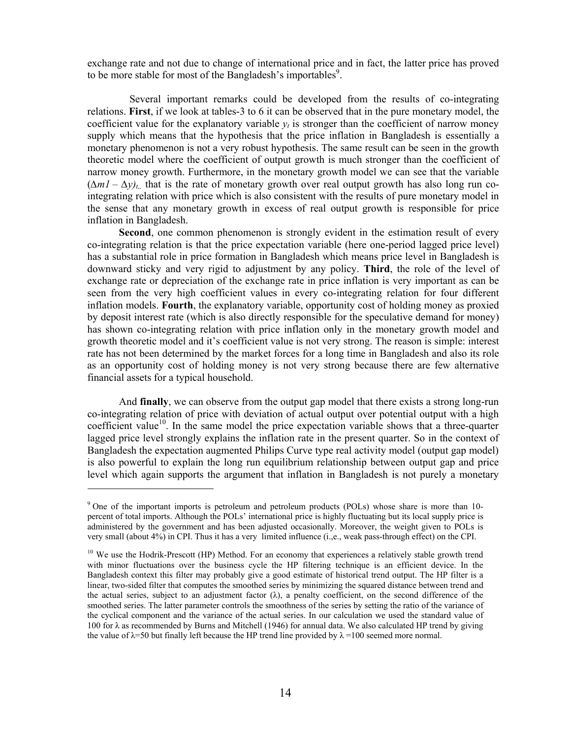exchange rate and not due to change of international price and in fact, the latter price has proved to be more stable for most of the Bangladesh's importables[9].

Several important remarks could be developed from the results of co-integrating relations. **First**, if we look at tables-3 to 6 it can be observed that in the pure monetary model, the coefficient value for the explanatory variable $y_t$ is stronger than the coefficient of narrow money supply which means that the hypothesis that the price inflation in Bangladesh is essentially a monetary phenomenon is not a very robust hypothesis. The same result can be seen in the growth theoretic model where the coefficient of output growth is much stronger than the coefficient of narrow money growth. Furthermore, in the monetary growth model we can see that the variable $(\Delta m1 - \Delta y)_{t,}$ that is the rate of monetary growth over real output growth has also long run co-integrating relation with price which is also consistent with the results of pure monetary model in the sense that any monetary growth in excess of real output growth is responsible for price inflation in Bangladesh.

**Second**, one common phenomenon is strongly evident in the estimation result of every co-integrating relation is that the price expectation variable (here one-period lagged price level) has a substantial role in price formation in Bangladesh which means price level in Bangladesh is downward sticky and very rigid to adjustment by any policy. **Third**, the role of the level of exchange rate or depreciation of the exchange rate in price inflation is very important as can be seen from the very high coefficient values in every co-integrating relation for four different inflation models. **Fourth**, the explanatory variable, opportunity cost of holding money as proxied by deposit interest rate (which is also directly responsible for the speculative demand for money) has shown co-integrating relation with price inflation only in the monetary growth model and growth theoretic model and it's coefficient value is not very strong. The reason is simple: interest rate has not been determined by the market forces for a long time in Bangladesh and also its role as an opportunity cost of holding money is not very strong because there are few alternative financial assets for a typical household.

And **finally**, we can observe from the output gap model that there exists a strong long-run co-integrating relation of price with deviation of actual output over potential output with a high coefficient value[10]. In the same model the price expectation variable shows that a three-quarter lagged price level strongly explains the inflation rate in the present quarter. So in the context of Bangladesh the expectation augmented Philips Curve type real activity model (output gap model) is also powerful to explain the long run equilibrium relationship between output gap and price level which again supports the argument that inflation in Bangladesh is not purely a monetary

---

[9] One of the important imports is petroleum and petroleum products (POLs) whose share is more than 10-percent of total imports. Although the POLs' international price is highly fluctuating but its local supply price is administered by the government and has been adjusted occasionally. Moreover, the weight given to POLs is very small (about 4%) in CPI. Thus it has a very limited influence (i.,e., weak pass-through effect) on the CPI.

[10] We use the Hodrik-Prescott (HP) Method. For an economy that experiences a relatively stable growth trend with minor fluctuations over the business cycle the HP filtering technique is an efficient device. In the Bangladesh context this filter may probably give a good estimate of historical trend output. The HP filter is a linear, two-sided filter that computes the smoothed series by minimizing the squared distance between trend and the actual series, subject to an adjustment factor ($\lambda$), a penalty coefficient, on the second difference of the smoothed series. The latter parameter controls the smoothness of the series by setting the ratio of the variance of the cyclical component and the variance of the actual series. In our calculation we used the standard value of 100 for $\lambda$ as recommended by Burns and Mitchell (1946) for annual data. We also calculated HP trend by giving the value of $\lambda$=50 but finally left because the HP trend line provided by $\lambda$ =100 seemed more normal.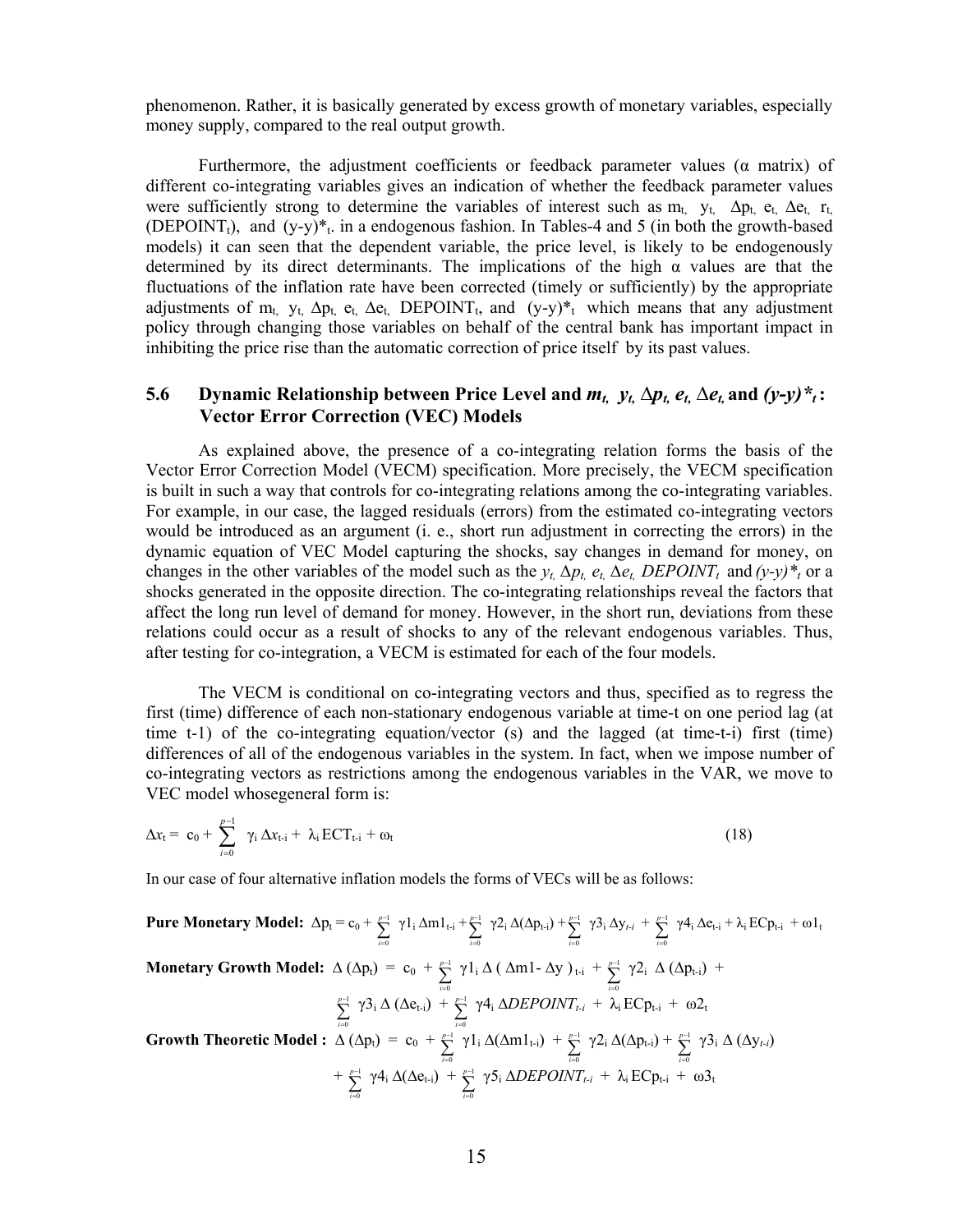phenomenon. Rather, it is basically generated by excess growth of monetary variables, especially money supply, compared to the real output growth.

Furthermore, the adjustment coefficients or feedback parameter values (α matrix) of different co-integrating variables gives an indication of whether the feedback parameter values were sufficiently strong to determine the variables of interest such as $m_t$, $y_t$, $\Delta p_t$, $e_t$, $\Delta e_t$, $r_t$, ($DEPOINT_t$), and $(y\text{-}y)^*_t$. in a endogenous fashion. In Tables-4 and 5 (in both the growth-based models) it can seen that the dependent variable, the price level, is likely to be endogenously determined by its direct determinants. The implications of the high α values are that the fluctuations of the inflation rate have been corrected (timely or sufficiently) by the appropriate adjustments of $m_t$, $y_t$, $\Delta p_t$, $e_t$, $\Delta e_t$, $DEPOINT_t$, and $(y\text{-}y)^*_t$ which means that any adjustment policy through changing those variables on behalf of the central bank has important impact in inhibiting the price rise than the automatic correction of price itself by its past values.

## 5.6 Dynamic Relationship between Price Level and $m_t$, $y_t$, $\Delta p_t$, $e_t$, $\Delta e_t$ and $(y\text{-}y)^*_t$: Vector Error Correction (VEC) Models

As explained above, the presence of a co-integrating relation forms the basis of the Vector Error Correction Model (VECM) specification. More precisely, the VECM specification is built in such a way that controls for co-integrating relations among the co-integrating variables. For example, in our case, the lagged residuals (errors) from the estimated co-integrating vectors would be introduced as an argument (i. e., short run adjustment in correcting the errors) in the dynamic equation of VEC Model capturing the shocks, say changes in demand for money, on changes in the other variables of the model such as the $y_t$, $\Delta p_t$, $e_t$, $\Delta e_t$, $DEPOINT_t$ and $(y\text{-}y)^*_t$ or a shocks generated in the opposite direction. The co-integrating relationships reveal the factors that affect the long run level of demand for money. However, in the short run, deviations from these relations could occur as a result of shocks to any of the relevant endogenous variables. Thus, after testing for co-integration, a VECM is estimated for each of the four models.

The VECM is conditional on co-integrating vectors and thus, specified as to regress the first (time) difference of each non-stationary endogenous variable at time-t on one period lag (at time t-1) of the co-integrating equation/vector (s) and the lagged (at time-t-i) first (time) differences of all of the endogenous variables in the system. In fact, when we impose number of co-integrating vectors as restrictions among the endogenous variables in the VAR, we move to VEC model whosegeneral form is:

$$\Delta x_t = c_0 + \sum_{i=0}^{p-1} \gamma_i \, \Delta x_{t-i} + \lambda_i \, ECT_{t-i} + \omega_t \tag{18}$$

In our case of four alternative inflation models the forms of VECs will be as follows:

**Pure Monetary Model:** $\Delta p_t = c_0 + \sum_{i=0}^{p-1} \gamma 1_i \, \Delta m1_{t-i} + \sum_{i=0}^{p-1} \gamma 2_i \, \Delta(\Delta p_{t-i}) + \sum_{i=0}^{p-1} \gamma 3_i \, \Delta y_{t-i} + \sum_{i=0}^{p-1} \gamma 4_i \, \Delta e_{t-i} + \lambda_i \, ECp_{t-i} + \omega 1_t$

**Monetary Growth Model:** $\Delta(\Delta p_t) = c_0 + \sum_{i=0}^{p-1} \gamma 1_i \, \Delta(\Delta m1 - \Delta y)_{t-i} + \sum_{i=0}^{p-1} \gamma 2_i \, \Delta(\Delta p_{t-i}) + \sum_{i=0}^{p-1} \gamma 3_i \, \Delta(\Delta e_{t-i}) + \sum_{i=0}^{p-1} \gamma 4_i \, \Delta DEPOINT_{t-i} + \lambda_i \, ECp_{t-i} + \omega 2_t$

**Growth Theoretic Model :** $\Delta(\Delta p_t) = c_0 + \sum_{i=0}^{p-1} \gamma 1_i \, \Delta(\Delta m1_{t-i}) + \sum_{i=0}^{p-1} \gamma 2_i \, \Delta(\Delta p_{t-i}) + \sum_{i=0}^{p-1} \gamma 3_i \, \Delta(\Delta y_{t-i}) + \sum_{i=0}^{p-1} \gamma 4_i \, \Delta(\Delta e_{t-i}) + \sum_{i=0}^{p-1} \gamma 5_i \, \Delta DEPOINT_{t-i} + \lambda_i \, ECp_{t-i} + \omega 3_t$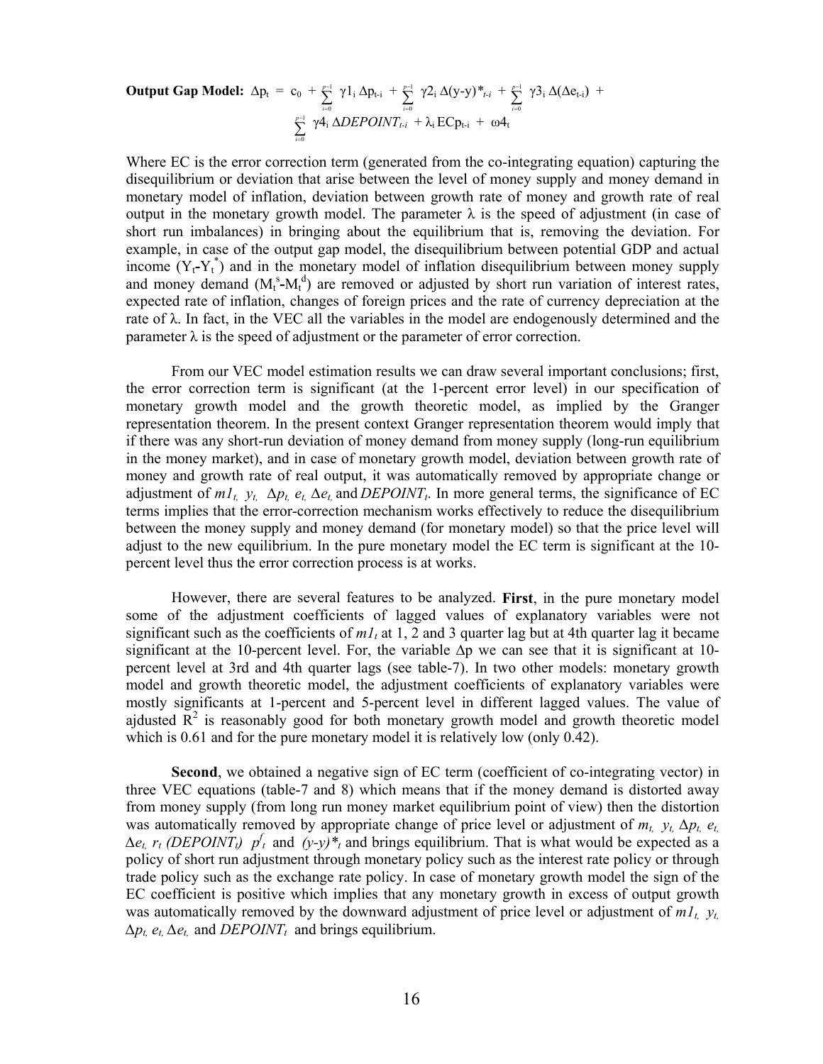**Output Gap Model:** $\Delta p_t = c_0 + \sum_{i=0}^{p-1} \gamma 1_i \Delta p_{t-i} + \sum_{i=0}^{p-1} \gamma 2_i \Delta (y\text{-}y)^*_{t-i} + \sum_{i=0}^{p-1} \gamma 3_i \Delta(\Delta e_{t-i}) + \sum_{i=0}^{p-1} \gamma 4_i \Delta DEPOINT_{t-i} + \lambda_i ECp_{t-i} + \omega 4_t$

Where EC is the error correction term (generated from the co-integrating equation) capturing the disequilibrium or deviation that arise between the level of money supply and money demand in monetary model of inflation, deviation between growth rate of money and growth rate of real output in the monetary growth model. The parameter $\lambda$ is the speed of adjustment (in case of short run imbalances) in bringing about the equilibrium that is, removing the deviation. For example, in case of the output gap model, the disequilibrium between potential GDP and actual income ($Y_t$-$Y_t^*$) and in the monetary model of inflation disequilibrium between money supply and money demand ($M_t^s$-$M_t^d$) are removed or adjusted by short run variation of interest rates, expected rate of inflation, changes of foreign prices and the rate of currency depreciation at the rate of $\lambda$. In fact, in the VEC all the variables in the model are endogenously determined and the parameter $\lambda$ is the speed of adjustment or the parameter of error correction.

From our VEC model estimation results we can draw several important conclusions; first, the error correction term is significant (at the 1-percent error level) in our specification of monetary growth model and the growth theoretic model, as implied by the Granger representation theorem. In the present context Granger representation theorem would imply that if there was any short-run deviation of money demand from money supply (long-run equilibrium in the money market), and in case of monetary growth model, deviation between growth rate of money and growth rate of real output, it was automatically removed by appropriate change or adjustment of $m1_t$, $y_t$, $\Delta p_t$, $e_t$, $\Delta e_t$ and $DEPOINT_t$. In more general terms, the significance of EC terms implies that the error-correction mechanism works effectively to reduce the disequilibrium between the money supply and money demand (for monetary model) so that the price level will adjust to the new equilibrium. In the pure monetary model the EC term is significant at the 10-percent level thus the error correction process is at works.

However, there are several features to be analyzed. **First**, in the pure monetary model some of the adjustment coefficients of lagged values of explanatory variables were not significant such as the coefficients of $m1_t$ at 1, 2 and 3 quarter lag but at 4th quarter lag it became significant at the 10-percent level. For, the variable $\Delta p$ we can see that it is significant at 10-percent level at 3rd and 4th quarter lags (see table-7). In two other models: monetary growth model and growth theoretic model, the adjustment coefficients of explanatory variables were mostly significants at 1-percent and 5-percent level in different lagged values. The value of ajdusted $R^2$ is reasonably good for both monetary growth model and growth theoretic model which is 0.61 and for the pure monetary model it is relatively low (only 0.42).

**Second**, we obtained a negative sign of EC term (coefficient of co-integrating vector) in three VEC equations (table-7 and 8) which means that if the money demand is distorted away from money supply (from long run money market equilibrium point of view) then the distortion was automatically removed by appropriate change of price level or adjustment of $m_t$, $y_t$, $\Delta p_t$, $e_t$, $\Delta e_t$, $r_t$ ($DEPOINT_t$) $p^f_t$ and $(y\text{-}y)^*_t$ and brings equilibrium. That is what would be expected as a policy of short run adjustment through monetary policy such as the interest rate policy or through trade policy such as the exchange rate policy. In case of monetary growth model the sign of the EC coefficient is positive which implies that any monetary growth in excess of output growth was automatically removed by the downward adjustment of price level or adjustment of $m1_t$, $y_t$, $\Delta p_t$, $e_t$, $\Delta e_t$, and $DEPOINT_t$ and brings equilibrium.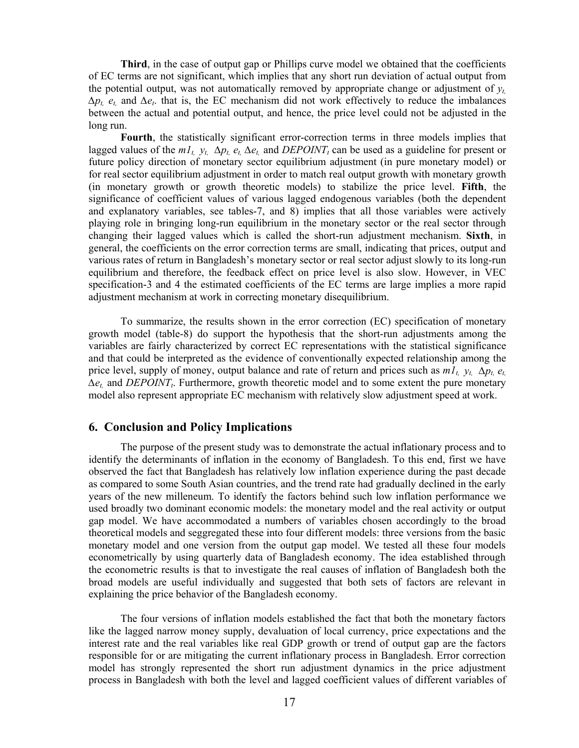**Third**, in the case of output gap or Phillips curve model we obtained that the coefficients of EC terms are not significant, which implies that any short run deviation of actual output from the potential output, was not automatically removed by appropriate change or adjustment of $y_t$, $\Delta p_t$, $e_t$, and $\Delta e_t$. that is, the EC mechanism did not work effectively to reduce the imbalances between the actual and potential output, and hence, the price level could not be adjusted in the long run.

**Fourth**, the statistically significant error-correction terms in three models implies that lagged values of the $m1_t$, $y_t$, $\Delta p_t$, $e_t$, $\Delta e_t$ and $DEPOINT_t$ can be used as a guideline for present or future policy direction of monetary sector equilibrium adjustment (in pure monetary model) or for real sector equilibrium adjustment in order to match real output growth with monetary growth (in monetary growth or growth theoretic models) to stabilize the price level. **Fifth**, the significance of coefficient values of various lagged endogenous variables (both the dependent and explanatory variables, see tables-7, and 8) implies that all those variables were actively playing role in bringing long-run equilibrium in the monetary sector or the real sector through changing their lagged values which is called the short-run adjustment mechanism. **Sixth**, in general, the coefficients on the error correction terms are small, indicating that prices, output and various rates of return in Bangladesh's monetary sector or real sector adjust slowly to its long-run equilibrium and therefore, the feedback effect on price level is also slow. However, in VEC specification-3 and 4 the estimated coefficients of the EC terms are large implies a more rapid adjustment mechanism at work in correcting monetary disequilibrium.

To summarize, the results shown in the error correction (EC) specification of monetary growth model (table-8) do support the hypothesis that the short-run adjustments among the variables are fairly characterized by correct EC representations with the statistical significance and that could be interpreted as the evidence of conventionally expected relationship among the price level, supply of money, output balance and rate of return and prices such as $m1_t$, $y_t$, $\Delta p_t$, $e_t$, $\Delta e_t$ and $DEPOINT_t$. Furthermore, growth theoretic model and to some extent the pure monetary model also represent appropriate EC mechanism with relatively slow adjustment speed at work.

## 6. Conclusion and Policy Implications

The purpose of the present study was to demonstrate the actual inflationary process and to identify the determinants of inflation in the economy of Bangladesh. To this end, first we have observed the fact that Bangladesh has relatively low inflation experience during the past decade as compared to some South Asian countries, and the trend rate had gradually declined in the early years of the new milleneum. To identify the factors behind such low inflation performance we used broadly two dominant economic models: the monetary model and the real activity or output gap model. We have accommodated a numbers of variables chosen accordingly to the broad theoretical models and seggregated these into four different models: three versions from the basic monetary model and one version from the output gap model. We tested all these four models econometrically by using quarterly data of Bangladesh economy. The idea established through the econometric results is that to investigate the real causes of inflation of Bangladesh both the broad models are useful individually and suggested that both sets of factors are relevant in explaining the price behavior of the Bangladesh economy.

The four versions of inflation models established the fact that both the monetary factors like the lagged narrow money supply, devaluation of local currency, price expectations and the interest rate and the real variables like real GDP growth or trend of output gap are the factors responsible for or are mitigating the current inflationary process in Bangladesh. Error correction model has strongly represented the short run adjustment dynamics in the price adjustment process in Bangladesh with both the level and lagged coefficient values of different variables of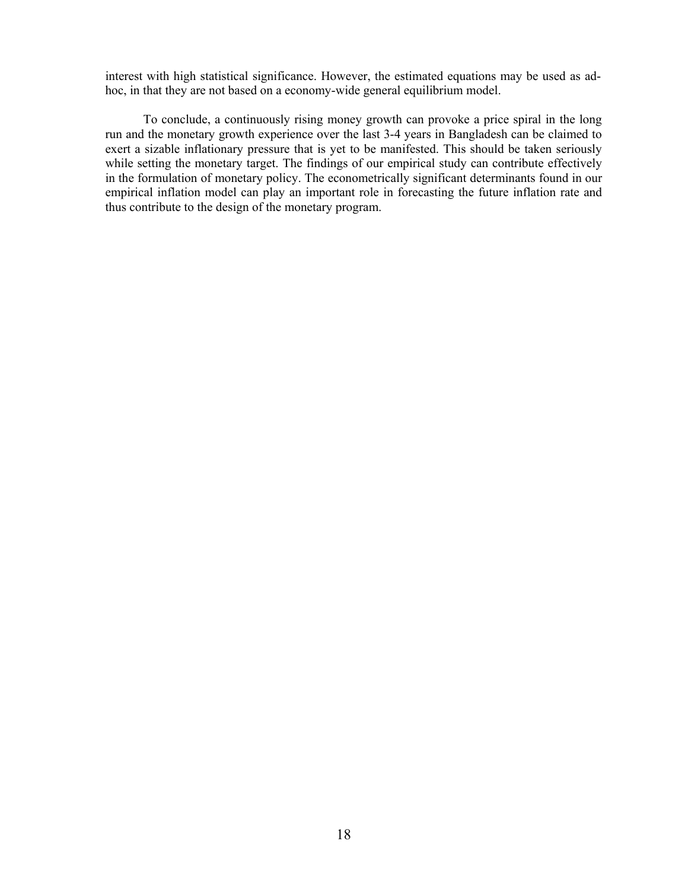interest with high statistical significance. However, the estimated equations may be used as ad-hoc, in that they are not based on a economy-wide general equilibrium model.

To conclude, a continuously rising money growth can provoke a price spiral in the long run and the monetary growth experience over the last 3-4 years in Bangladesh can be claimed to exert a sizable inflationary pressure that is yet to be manifested. This should be taken seriously while setting the monetary target. The findings of our empirical study can contribute effectively in the formulation of monetary policy. The econometrically significant determinants found in our empirical inflation model can play an important role in forecasting the future inflation rate and thus contribute to the design of the monetary program.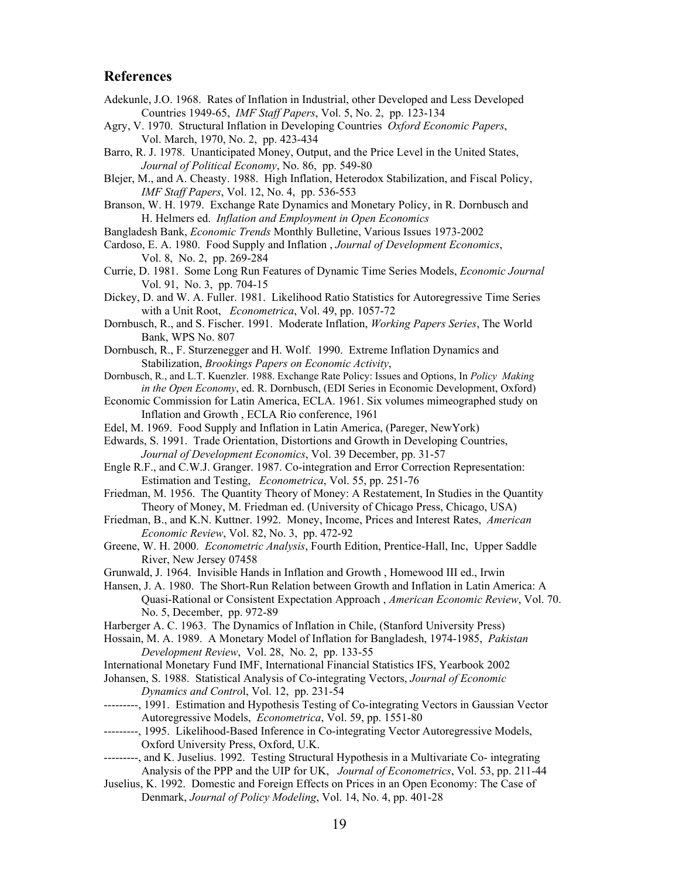## References

Adekunle, J.O. 1968. Rates of Inflation in Industrial, other Developed and Less Developed Countries 1949-65, *IMF Staff Papers*, Vol. 5, No. 2, pp. 123-134

Agry, V. 1970. Structural Inflation in Developing Countries *Oxford Economic Papers*, Vol. March, 1970, No. 2, pp. 423-434

Barro, R. J. 1978. Unanticipated Money, Output, and the Price Level in the United States, *Journal of Political Economy*, No. 86, pp. 549-80

Blejer, M., and A. Cheasty. 1988. High Inflation, Heterodox Stabilization, and Fiscal Policy, *IMF Staff Papers*, Vol. 12, No. 4, pp. 536-553

Branson, W. H. 1979. Exchange Rate Dynamics and Monetary Policy, in R. Dornbusch and H. Helmers ed. *Inflation and Employment in Open Economics*

Bangladesh Bank, *Economic Trends* Monthly Bulletine, Various Issues 1973-2002

Cardoso, E. A. 1980. Food Supply and Inflation , *Journal of Development Economics*, Vol. 8, No. 2, pp. 269-284

Currie, D. 1981. Some Long Run Features of Dynamic Time Series Models, *Economic Journal* Vol. 91, No. 3, pp. 704-15

Dickey, D. and W. A. Fuller. 1981. Likelihood Ratio Statistics for Autoregressive Time Series with a Unit Root, *Econometrica*, Vol. 49, pp. 1057-72

Dornbusch, R., and S. Fischer. 1991. Moderate Inflation, *Working Papers Series*, The World Bank, WPS No. 807

Dornbusch, R., F. Sturzenegger and H. Wolf. 1990. Extreme Inflation Dynamics and Stabilization, *Brookings Papers on Economic Activity*,

Dornbusch, R., and L.T. Kuenzler. 1988. Exchange Rate Policy: Issues and Options, In *Policy Making in the Open Economy*, ed. R. Dornbusch, (EDI Series in Economic Development, Oxford)

Economic Commission for Latin America, ECLA. 1961. Six volumes mimeographed study on Inflation and Growth , ECLA Rio conference, 1961

Edel, M. 1969. Food Supply and Inflation in Latin America, (Pareger, NewYork)

Edwards, S. 1991. Trade Orientation, Distortions and Growth in Developing Countries, *Journal of Development Economics*, Vol. 39 December, pp. 31-57

Engle R.F., and C.W.J. Granger. 1987. Co-integration and Error Correction Representation: Estimation and Testing, *Econometrica*, Vol. 55, pp. 251-76

Friedman, M. 1956. The Quantity Theory of Money: A Restatement, In Studies in the Quantity Theory of Money, M. Friedman ed. (University of Chicago Press, Chicago, USA)

Friedman, B., and K.N. Kuttner. 1992. Money, Income, Prices and Interest Rates, *American Economic Review*, Vol. 82, No. 3, pp. 472-92

Greene, W. H. 2000. *Econometric Analysis*, Fourth Edition, Prentice-Hall, Inc, Upper Saddle River, New Jersey 07458

Grunwald, J. 1964. Invisible Hands in Inflation and Growth , Homewood III ed., Irwin

Hansen, J. A. 1980. The Short-Run Relation between Growth and Inflation in Latin America: A Quasi-Rational or Consistent Expectation Approach , *American Economic Review*, Vol. 70. No. 5, December, pp. 972-89

Harberger A. C. 1963. The Dynamics of Inflation in Chile, (Stanford University Press)

Hossain, M. A. 1989. A Monetary Model of Inflation for Bangladesh, 1974-1985, *Pakistan Development Review*, Vol. 28, No. 2, pp. 133-55

International Monetary Fund IMF, International Financial Statistics IFS, Yearbook 2002

Johansen, S. 1988. Statistical Analysis of Co-integrating Vectors, *Journal of Economic Dynamics and Control*, Vol. 12, pp. 231-54

---------, 1991. Estimation and Hypothesis Testing of Co-integrating Vectors in Gaussian Vector Autoregressive Models, *Econometrica*, Vol. 59, pp. 1551-80

---------, 1995. Likelihood-Based Inference in Co-integrating Vector Autoregressive Models, Oxford University Press, Oxford, U.K.

---------, and K. Juselius. 1992. Testing Structural Hypothesis in a Multivariate Co- integrating Analysis of the PPP and the UIP for UK, *Journal of Econometrics*, Vol. 53, pp. 211-44

Juselius, K. 1992. Domestic and Foreign Effects on Prices in an Open Economy: The Case of Denmark, *Journal of Policy Modeling*, Vol. 14, No. 4, pp. 401-28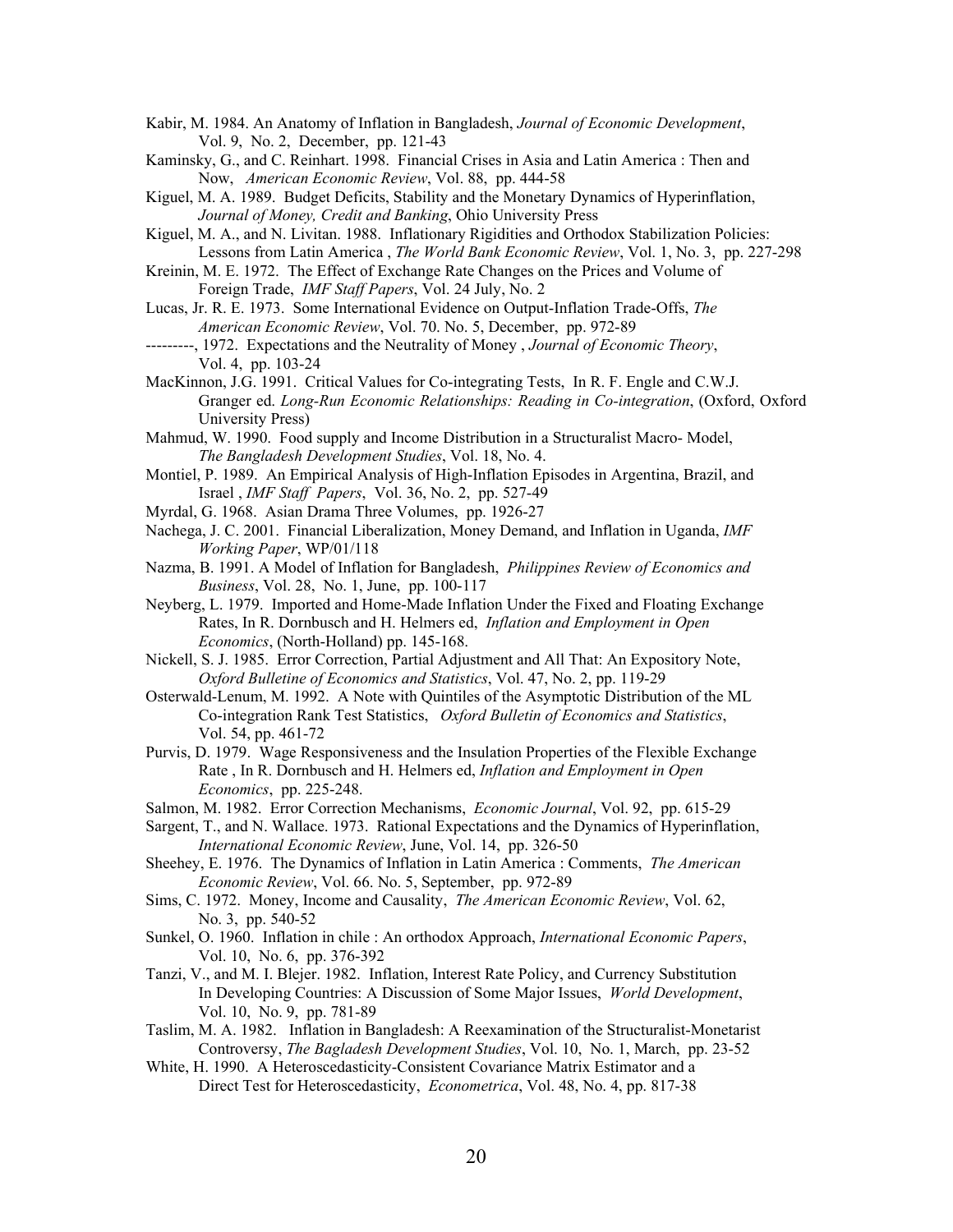Kabir, M. 1984. An Anatomy of Inflation in Bangladesh, *Journal of Economic Development*, Vol. 9, No. 2, December, pp. 121-43

Kaminsky, G., and C. Reinhart. 1998. Financial Crises in Asia and Latin America : Then and Now, *American Economic Review*, Vol. 88, pp. 444-58

Kiguel, M. A. 1989. Budget Deficits, Stability and the Monetary Dynamics of Hyperinflation, *Journal of Money, Credit and Banking*, Ohio University Press

Kiguel, M. A., and N. Livitan. 1988. Inflationary Rigidities and Orthodox Stabilization Policies: Lessons from Latin America , *The World Bank Economic Review*, Vol. 1, No. 3, pp. 227-298

Kreinin, M. E. 1972. The Effect of Exchange Rate Changes on the Prices and Volume of Foreign Trade, *IMF Staff Papers*, Vol. 24 July, No. 2

Lucas, Jr. R. E. 1973. Some International Evidence on Output-Inflation Trade-Offs, *The American Economic Review*, Vol. 70. No. 5, December, pp. 972-89

---------, 1972. Expectations and the Neutrality of Money , *Journal of Economic Theory*, Vol. 4, pp. 103-24

MacKinnon, J.G. 1991. Critical Values for Co-integrating Tests, In R. F. Engle and C.W.J. Granger ed. *Long-Run Economic Relationships: Reading in Co-integration*, (Oxford, Oxford University Press)

Mahmud, W. 1990. Food supply and Income Distribution in a Structuralist Macro- Model, *The Bangladesh Development Studies*, Vol. 18, No. 4.

Montiel, P. 1989. An Empirical Analysis of High-Inflation Episodes in Argentina, Brazil, and Israel , *IMF Staff Papers*, Vol. 36, No. 2, pp. 527-49

Myrdal, G. 1968. Asian Drama Three Volumes, pp. 1926-27

Nachega, J. C. 2001. Financial Liberalization, Money Demand, and Inflation in Uganda, *IMF Working Paper*, WP/01/118

Nazma, B. 1991. A Model of Inflation for Bangladesh, *Philippines Review of Economics and Business*, Vol. 28, No. 1, June, pp. 100-117

Neyberg, L. 1979. Imported and Home-Made Inflation Under the Fixed and Floating Exchange Rates, In R. Dornbusch and H. Helmers ed, *Inflation and Employment in Open Economics*, (North-Holland) pp. 145-168.

Nickell, S. J. 1985. Error Correction, Partial Adjustment and All That: An Expository Note, *Oxford Bulletine of Economics and Statistics*, Vol. 47, No. 2, pp. 119-29

Osterwald-Lenum, M. 1992. A Note with Quintiles of the Asymptotic Distribution of the ML Co-integration Rank Test Statistics, *Oxford Bulletin of Economics and Statistics*, Vol. 54, pp. 461-72

Purvis, D. 1979. Wage Responsiveness and the Insulation Properties of the Flexible Exchange Rate , In R. Dornbusch and H. Helmers ed, *Inflation and Employment in Open Economics*, pp. 225-248.

Salmon, M. 1982. Error Correction Mechanisms, *Economic Journal*, Vol. 92, pp. 615-29

Sargent, T., and N. Wallace. 1973. Rational Expectations and the Dynamics of Hyperinflation, *International Economic Review*, June, Vol. 14, pp. 326-50

Sheehey, E. 1976. The Dynamics of Inflation in Latin America : Comments, *The American Economic Review*, Vol. 66. No. 5, September, pp. 972-89

Sims, C. 1972. Money, Income and Causality, *The American Economic Review*, Vol. 62, No. 3, pp. 540-52

Sunkel, O. 1960. Inflation in chile : An orthodox Approach, *International Economic Papers*, Vol. 10, No. 6, pp. 376-392

Tanzi, V., and M. I. Blejer. 1982. Inflation, Interest Rate Policy, and Currency Substitution In Developing Countries: A Discussion of Some Major Issues, *World Development*, Vol. 10, No. 9, pp. 781-89

Taslim, M. A. 1982. Inflation in Bangladesh: A Reexamination of the Structuralist-Monetarist Controversy, *The Bagladesh Development Studies*, Vol. 10, No. 1, March, pp. 23-52

White, H. 1990. A Heteroscedasticity-Consistent Covariance Matrix Estimator and a Direct Test for Heteroscedasticity, *Econometrica*, Vol. 48, No. 4, pp. 817-38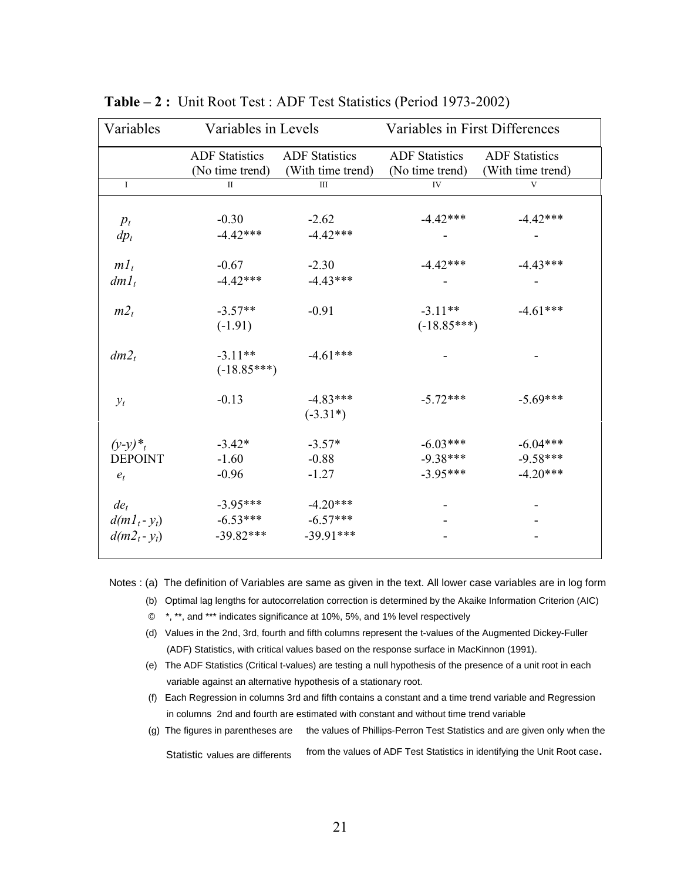**Table – 2 :** Unit Root Test : ADF Test Statistics (Period 1973-2002)

| Variables | Variables in Levels | | Variables in First Differences | |
|---|---|---|---|---|
| | ADF Statistics (No time trend) | ADF Statistics (With time trend) | ADF Statistics (No time trend) | ADF Statistics (With time trend) |
| I | II | III | IV | V |
| $p_t$ | -0.30 | -2.62 | -4.42*** | -4.42*** |
| $dp_t$ | -4.42*** | -4.42*** | - | - |
| $m1_t$ | -0.67 | -2.30 | -4.42*** | -4.43*** |
| $dm1_t$ | -4.42*** | -4.43*** | - | - |
| $m2_t$ | -3.57** (-1.91) | -0.91 | -3.11** (-18.85***) | -4.61*** |
| $dm2_t$ | -3.11** (-18.85***) | -4.61*** | - | - |
| $y_t$ | -0.13 | -4.83*** (-3.31*) | -5.72*** | -5.69*** |
| $(y\text{-}y)^*_t$ | -3.42* | -3.57* | -6.03*** | -6.04*** |
| DEPOINT | -1.60 | -0.88 | -9.38*** | -9.58*** |
| $e_t$ | -0.96 | -1.27 | -3.95*** | -4.20*** |
| $de_t$ | -3.95*** | -4.20*** | - | - |
| $d(m1_t - y_t)$ | -6.53*** | -6.57*** | - | - |
| $d(m2_t - y_t)$ | -39.82*** | -39.91*** | - | - |

Notes : (a) The definition of Variables are same as given in the text. All lower case variables are in log form

(b) Optimal lag lengths for autocorrelation correction is determined by the Akaike Information Criterion (AIC)

© *, **, and *** indicates significance at 10%, 5%, and 1% level respectively

(d) Values in the 2nd, 3rd, fourth and fifth columns represent the t-values of the Augmented Dickey-Fuller (ADF) Statistics, with critical values based on the response surface in MacKinnon (1991).

(e) The ADF Statistics (Critical t-values) are testing a null hypothesis of the presence of a unit root in each variable against an alternative hypothesis of a stationary root.

(f) Each Regression in columns 3rd and fifth contains a constant and a time trend variable and Regression in columns 2nd and fourth are estimated with constant and without time trend variable

(g) The figures in parentheses are the values of Phillips-Perron Test Statistics and are given only when the Statistic values are differents from the values of ADF Test Statistics in identifying the Unit Root case.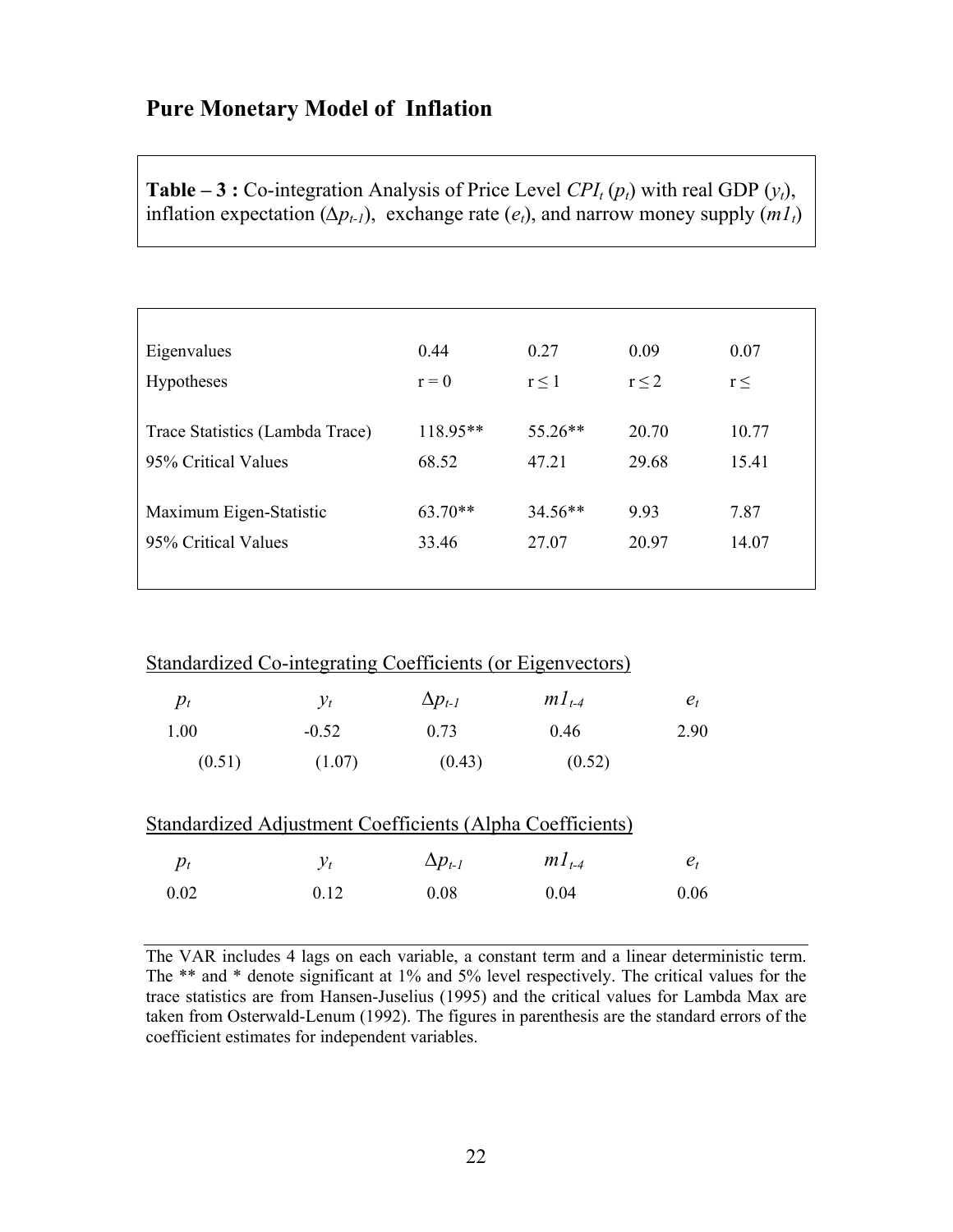## Pure Monetary Model of Inflation

**Table – 3 :** Co-integration Analysis of Price Level $CPI_t$ ($p_t$) with real GDP ($y_t$), inflation expectation ($\Delta p_{t-1}$), exchange rate ($e_t$), and narrow money supply ($m1_t$)

| | | | | |
|---|---|---|---|---|
| Eigenvalues | 0.44 | 0.27 | 0.09 | 0.07 |
| Hypotheses | $r = 0$ | $r \leq 1$ | $r \leq 2$ | $r \leq$ |
| Trace Statistics (Lambda Trace) | 118.95** | 55.26** | 20.70 | 10.77 |
| 95% Critical Values | 68.52 | 47.21 | 29.68 | 15.41 |
| Maximum Eigen-Statistic | 63.70** | 34.56** | 9.93 | 7.87 |
| 95% Critical Values | 33.46 | 27.07 | 20.97 | 14.07 |

Standardized Co-integrating Coefficients (or Eigenvectors)

| $p_t$ | $y_t$ | $\Delta p_{t-1}$ | $m1_{t-4}$ | $e_t$ |
|---|---|---|---|---|
| 1.00 | -0.52 | 0.73 | 0.46 | 2.90 |
| | (0.51) | (1.07) | (0.43) | (0.52) |

Standardized Adjustment Coefficients (Alpha Coefficients)

| $p_t$ | $y_t$ | $\Delta p_{t-1}$ | $m1_{t-4}$ | $e_t$ |
|---|---|---|---|---|
| 0.02 | 0.12 | 0.08 | 0.04 | 0.06 |

The VAR includes 4 lags on each variable, a constant term and a linear deterministic term. The ** and * denote significant at 1% and 5% level respectively. The critical values for the trace statistics are from Hansen-Juselius (1995) and the critical values for Lambda Max are taken from Osterwald-Lenum (1992). The figures in parenthesis are the standard errors of the coefficient estimates for independent variables.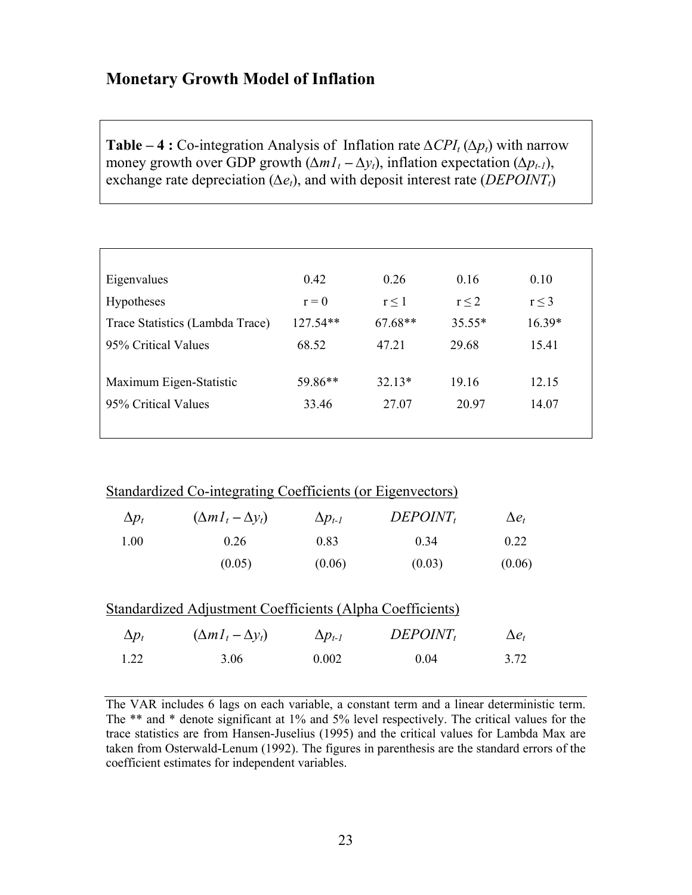## Monetary Growth Model of Inflation

**Table – 4 :** Co-integration Analysis of Inflation rate $\Delta CPI_t$ ($\Delta p_t$) with narrow money growth over GDP growth ($\Delta m1_t - \Delta y_t$), inflation expectation ($\Delta p_{t-1}$), exchange rate depreciation ($\Delta e_t$), and with deposit interest rate ($DEPOINT_t$)

| | | | | |
|---|---|---|---|---|
| Eigenvalues | 0.42 | 0.26 | 0.16 | 0.10 |
| Hypotheses | $r = 0$ | $r \leq 1$ | $r \leq 2$ | $r \leq 3$ |
| Trace Statistics (Lambda Trace) | 127.54** | 67.68** | 35.55* | 16.39* |
| 95% Critical Values | 68.52 | 47.21 | 29.68 | 15.41 |
| Maximum Eigen-Statistic | 59.86** | 32.13* | 19.16 | 12.15 |
| 95% Critical Values | 33.46 | 27.07 | 20.97 | 14.07 |

Standardized Co-integrating Coefficients (or Eigenvectors)

| $\Delta p_t$ | $(\Delta m1_t - \Delta y_t)$ | $\Delta p_{t-1}$ | $DEPOINT_t$ | $\Delta e_t$ |
|---|---|---|---|---|
| 1.00 | 0.26 | 0.83 | 0.34 | 0.22 |
| | (0.05) | (0.06) | (0.03) | (0.06) |

Standardized Adjustment Coefficients (Alpha Coefficients)

| $\Delta p_t$ | $(\Delta m1_t - \Delta y_t)$ | $\Delta p_{t-1}$ | $DEPOINT_t$ | $\Delta e_t$ |
|---|---|---|---|---|
| 1.22 | 3.06 | 0.002 | 0.04 | 3.72 |

The VAR includes 6 lags on each variable, a constant term and a linear deterministic term. The ** and * denote significant at 1% and 5% level respectively. The critical values for the trace statistics are from Hansen-Juselius (1995) and the critical values for Lambda Max are taken from Osterwald-Lenum (1992). The figures in parenthesis are the standard errors of the coefficient estimates for independent variables.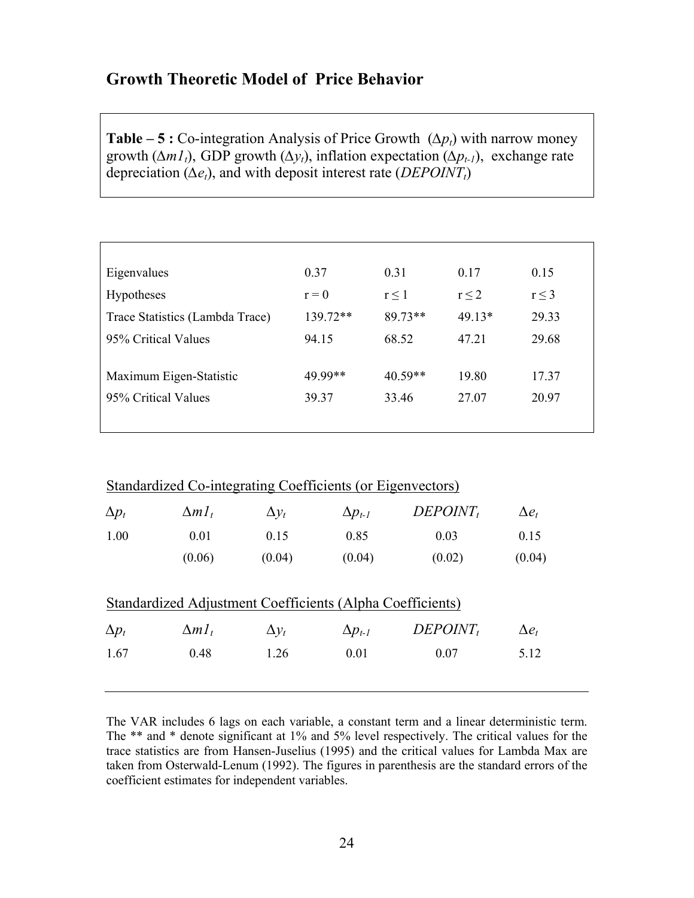## Growth Theoretic Model of Price Behavior

**Table – 5 :** Co-integration Analysis of Price Growth ($\Delta p_t$) with narrow money growth ($\Delta m1_t$), GDP growth ($\Delta y_t$), inflation expectation ($\Delta p_{t-1}$), exchange rate depreciation ($\Delta e_t$), and with deposit interest rate ($DEPOINT_t$)

| | | | | |
|---|---|---|---|---|
| Eigenvalues | 0.37 | 0.31 | 0.17 | 0.15 |
| Hypotheses | $r = 0$ | $r \leq 1$ | $r \leq 2$ | $r \leq 3$ |
| Trace Statistics (Lambda Trace) | 139.72** | 89.73** | 49.13* | 29.33 |
| 95% Critical Values | 94.15 | 68.52 | 47.21 | 29.68 |
| Maximum Eigen-Statistic | 49.99** | 40.59** | 19.80 | 17.37 |
| 95% Critical Values | 39.37 | 33.46 | 27.07 | 20.97 |

Standardized Co-integrating Coefficients (or Eigenvectors)

| $\Delta p_t$ | $\Delta m1_t$ | $\Delta y_t$ | $\Delta p_{t-1}$ | $DEPOINT_t$ | $\Delta e_t$ |
|---|---|---|---|---|---|
| 1.00 | 0.01 | 0.15 | 0.85 | 0.03 | 0.15 |
| | (0.06) | (0.04) | (0.04) | (0.02) | (0.04) |

Standardized Adjustment Coefficients (Alpha Coefficients)

| $\Delta p_t$ | $\Delta m1_t$ | $\Delta y_t$ | $\Delta p_{t-1}$ | $DEPOINT_t$ | $\Delta e_t$ |
|---|---|---|---|---|---|
| 1.67 | 0.48 | 1.26 | 0.01 | 0.07 | 5.12 |

The VAR includes 6 lags on each variable, a constant term and a linear deterministic term. The ** and * denote significant at 1% and 5% level respectively. The critical values for the trace statistics are from Hansen-Juselius (1995) and the critical values for Lambda Max are taken from Osterwald-Lenum (1992). The figures in parenthesis are the standard errors of the coefficient estimates for independent variables.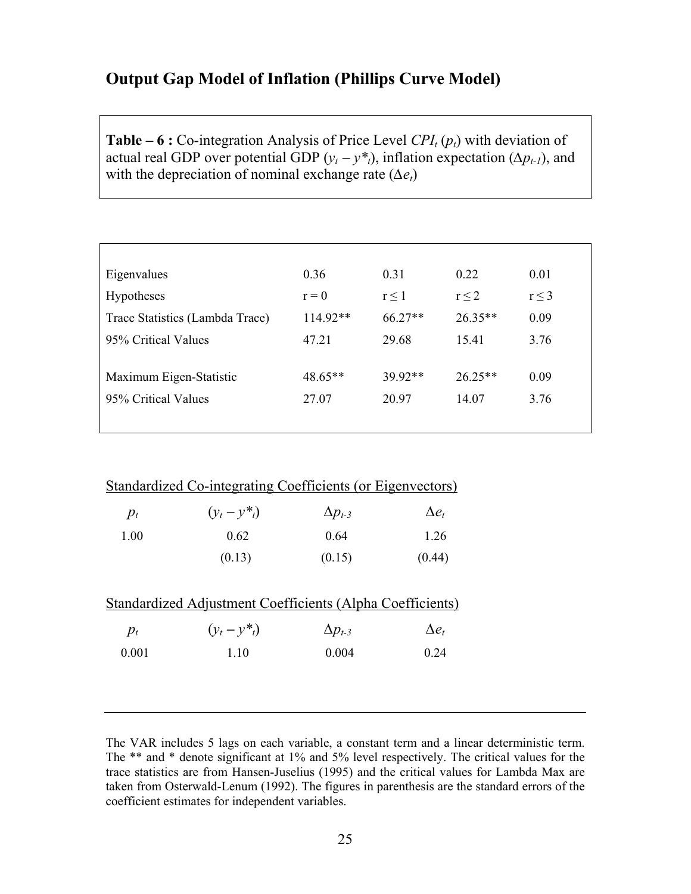## Output Gap Model of Inflation (Phillips Curve Model)

**Table – 6 :** Co-integration Analysis of Price Level $CPI_t$ ($p_t$) with deviation of actual real GDP over potential GDP ($y_t - y^*_t$), inflation expectation ($\Delta p_{t-1}$), and with the depreciation of nominal exchange rate ($\Delta e_t$)

| | | | | |
|---|---|---|---|---|
| Eigenvalues | 0.36 | 0.31 | 0.22 | 0.01 |
| Hypotheses | r = 0 | r ≤ 1 | r ≤ 2 | r ≤ 3 |
| Trace Statistics (Lambda Trace) | 114.92** | 66.27** | 26.35** | 0.09 |
| 95% Critical Values | 47.21 | 29.68 | 15.41 | 3.76 |
| Maximum Eigen-Statistic | 48.65** | 39.92** | 26.25** | 0.09 |
| 95% Critical Values | 27.07 | 20.97 | 14.07 | 3.76 |

Standardized Co-integrating Coefficients (or Eigenvectors)

| $p_t$ | $(y_t - y^*_t)$ | $\Delta p_{t-3}$ | $\Delta e_t$ |
|---|---|---|---|
| 1.00 | 0.62 | 0.64 | 1.26 |
| | (0.13) | (0.15) | (0.44) |

Standardized Adjustment Coefficients (Alpha Coefficients)

| $p_t$ | $(y_t - y^*_t)$ | $\Delta p_{t-3}$ | $\Delta e_t$ |
|---|---|---|---|
| 0.001 | 1.10 | 0.004 | 0.24 |

The VAR includes 5 lags on each variable, a constant term and a linear deterministic term. The ** and * denote significant at 1% and 5% level respectively. The critical values for the trace statistics are from Hansen-Juselius (1995) and the critical values for Lambda Max are taken from Osterwald-Lenum (1992). The figures in parenthesis are the standard errors of the coefficient estimates for independent variables.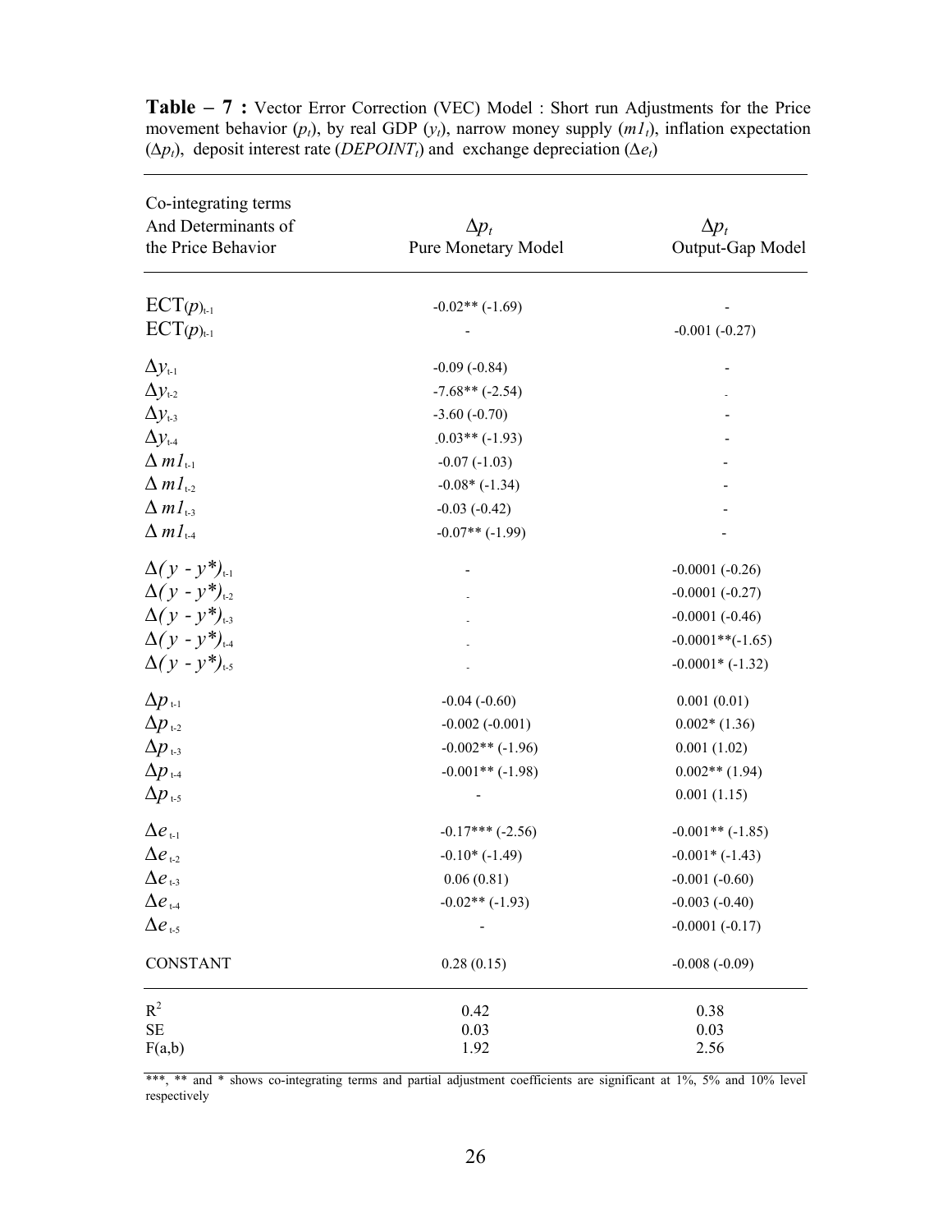**Table – 7 :** Vector Error Correction (VEC) Model : Short run Adjustments for the Price movement behavior ($p_t$), by real GDP ($y_t$), narrow money supply ($m1_t$), inflation expectation ($\Delta p_t$), deposit interest rate ($DEPOINT_t$) and exchange depreciation ($\Delta e_t$)

| Co-integrating terms And Determinants of the Price Behavior | $\Delta p_t$ Pure Monetary Model | $\Delta p_t$ Output-Gap Model |
|---|---|---|
| $ECT(p)_{t-1}$ | -0.02** (-1.69) | - |
| $ECT(p)_{t-1}$ | - | -0.001 (-0.27) |
| $\Delta y_{t-1}$ | -0.09 (-0.84) | - |
| $\Delta y_{t-2}$ | -7.68** (-2.54) | - |
| $\Delta y_{t-3}$ | -3.60 (-0.70) | - |
| $\Delta y_{t-4}$ | 0.03** (-1.93) | - |
| $\Delta m1_{t-1}$ | -0.07 (-1.03) | - |
| $\Delta m1_{t-2}$ | -0.08* (-1.34) | - |
| $\Delta m1_{t-3}$ | -0.03 (-0.42) | - |
| $\Delta m1_{t-4}$ | -0.07** (-1.99) | - |
| $\Delta(y - y^*)_{t-1}$ | - | -0.0001 (-0.26) |
| $\Delta(y - y^*)_{t-2}$ | - | -0.0001 (-0.27) |
| $\Delta(y - y^*)_{t-3}$ | - | -0.0001 (-0.46) |
| $\Delta(y - y^*)_{t-4}$ | - | -0.0001**(-1.65) |
| $\Delta(y - y^*)_{t-5}$ | - | -0.0001* (-1.32) |
| $\Delta p_{t-1}$ | -0.04 (-0.60) | 0.001 (0.01) |
| $\Delta p_{t-2}$ | -0.002 (-0.001) | 0.002* (1.36) |
| $\Delta p_{t-3}$ | -0.002** (-1.96) | 0.001 (1.02) |
| $\Delta p_{t-4}$ | -0.001** (-1.98) | 0.002** (1.94) |
| $\Delta p_{t-5}$ | - | 0.001 (1.15) |
| $\Delta e_{t-1}$ | -0.17*** (-2.56) | -0.001** (-1.85) |
| $\Delta e_{t-2}$ | -0.10* (-1.49) | -0.001* (-1.43) |
| $\Delta e_{t-3}$ | 0.06 (0.81) | -0.001 (-0.60) |
| $\Delta e_{t-4}$ | -0.02** (-1.93) | -0.003 (-0.40) |
| $\Delta e_{t-5}$ | - | -0.0001 (-0.17) |
| CONSTANT | 0.28 (0.15) | -0.008 (-0.09) |
| $R^2$ | 0.42 | 0.38 |
| SE | 0.03 | 0.03 |
| F(a,b) | 1.92 | 2.56 |

***, ** and * shows co-integrating terms and partial adjustment coefficients are significant at 1%, 5% and 10% level respectively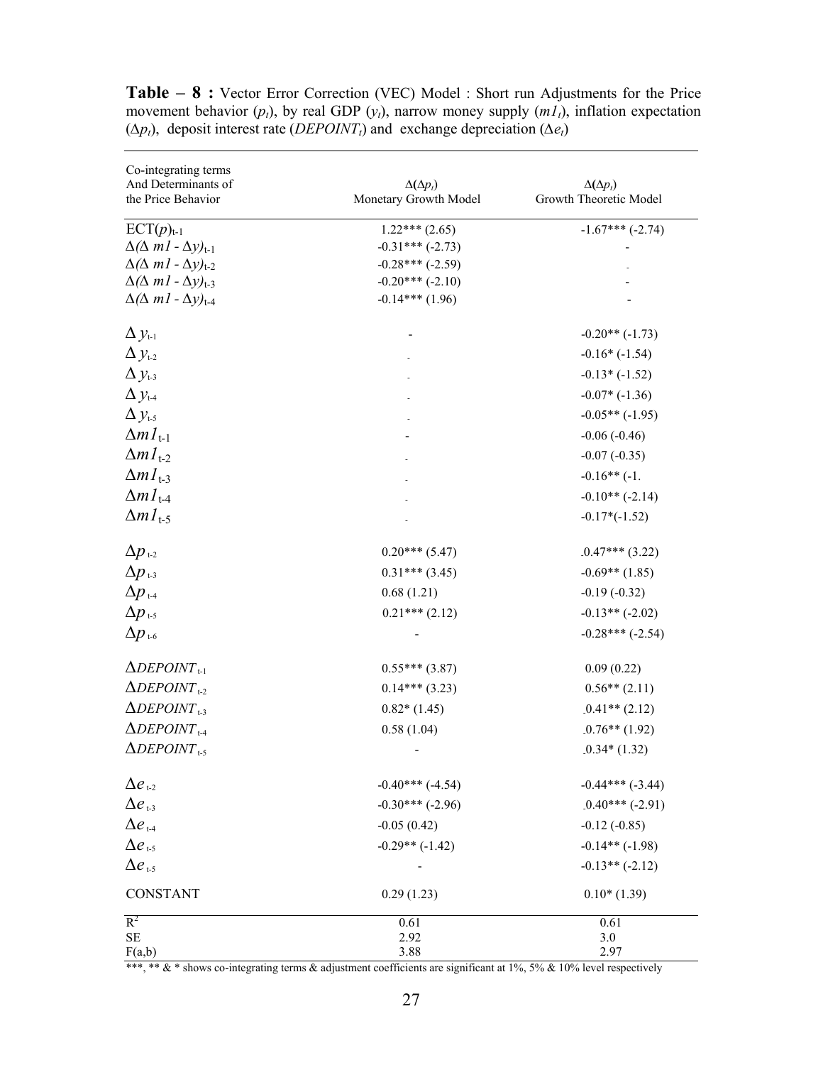**Table – 8 :** Vector Error Correction (VEC) Model : Short run Adjustments for the Price movement behavior ($p_t$), by real GDP ($y_t$), narrow money supply ($m1_t$), inflation expectation ($\Delta p_t$), deposit interest rate ($DEPOINT_t$) and exchange depreciation ($\Delta e_t$)

| Co-integrating terms And Determinants of the Price Behavior | $\Delta(\Delta p_t)$ Monetary Growth Model | $\Delta(\Delta p_t)$ Growth Theoretic Model |
|---|---|---|
| $ECT(p)_{t-1}$ | 1.22*** (2.65) | -1.67*** (-2.74) |
| $\Delta(\Delta m1 - \Delta y)_{t-1}$ | -0.31*** (-2.73) | - |
| $\Delta(\Delta m1 - \Delta y)_{t-2}$ | -0.28*** (-2.59) | - |
| $\Delta(\Delta m1 - \Delta y)_{t-3}$ | -0.20*** (-2.10) | - |
| $\Delta(\Delta m1 - \Delta y)_{t-4}$ | -0.14*** (1.96) | - |
| $\Delta y_{t-1}$ | - | -0.20** (-1.73) |
| $\Delta y_{t-2}$ | - | -0.16* (-1.54) |
| $\Delta y_{t-3}$ | - | -0.13* (-1.52) |
| $\Delta y_{t-4}$ | - | -0.07* (-1.36) |
| $\Delta y_{t-5}$ | - | -0.05** (-1.95) |
| $\Delta m1_{t-1}$ | - | -0.06 (-0.46) |
| $\Delta m1_{t-2}$ | - | -0.07 (-0.35) |
| $\Delta m1_{t-3}$ | - | -0.16** (-1. |
| $\Delta m1_{t-4}$ | - | -0.10** (-2.14) |
| $\Delta m1_{t-5}$ | - | -0.17*(-1.52) |
| $\Delta p_{t-2}$ | 0.20*** (5.47) | 0.47*** (3.22) |
| $\Delta p_{t-3}$ | 0.31*** (3.45) | -0.69** (1.85) |
| $\Delta p_{t-4}$ | 0.68 (1.21) | -0.19 (-0.32) |
| $\Delta p_{t-5}$ | 0.21*** (2.12) | -0.13** (-2.02) |
| $\Delta p_{t-6}$ | - | -0.28*** (-2.54) |
| $\Delta DEPOINT_{t-1}$ | 0.55*** (3.87) | 0.09 (0.22) |
| $\Delta DEPOINT_{t-2}$ | 0.14*** (3.23) | 0.56** (2.11) |
| $\Delta DEPOINT_{t-3}$ | 0.82* (1.45) | 0.41** (2.12) |
| $\Delta DEPOINT_{t-4}$ | 0.58 (1.04) | 0.76** (1.92) |
| $\Delta DEPOINT_{t-5}$ | - | 0.34* (1.32) |
| $\Delta e_{t-2}$ | -0.40*** (-4.54) | -0.44*** (-3.44) |
| $\Delta e_{t-3}$ | -0.30*** (-2.96) | 0.40*** (-2.91) |
| $\Delta e_{t-4}$ | -0.05 (0.42) | -0.12 (-0.85) |
| $\Delta e_{t-5}$ | -0.29** (-1.42) | -0.14** (-1.98) |
| $\Delta e_{t-5}$ | - | -0.13** (-2.12) |
| CONSTANT | 0.29 (1.23) | 0.10* (1.39) |
| $R^2$ | 0.61 | 0.61 |
| SE | 2.92 | 3.0 |
| F(a,b) | 3.88 | 2.97 |

***, ** & * shows co-integrating terms & adjustment coefficients are significant at 1%, 5% & 10% level respectively